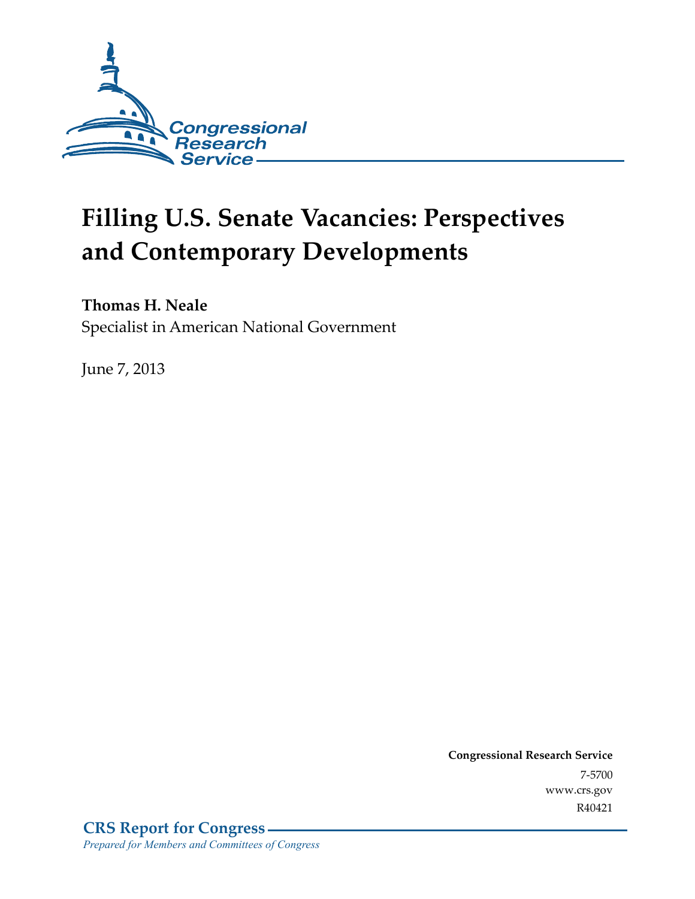Congressional Research Service

# Filling U.S. Senate Vacancies: Perspectives and Contemporary Developments

**Thomas H. Neale**
Specialist in American National Government

June 7, 2013

**Congressional Research Service**
7-5700
www.crs.gov
R40421

**CRS Report for Congress**
*Prepared for Members and Committees of Congress*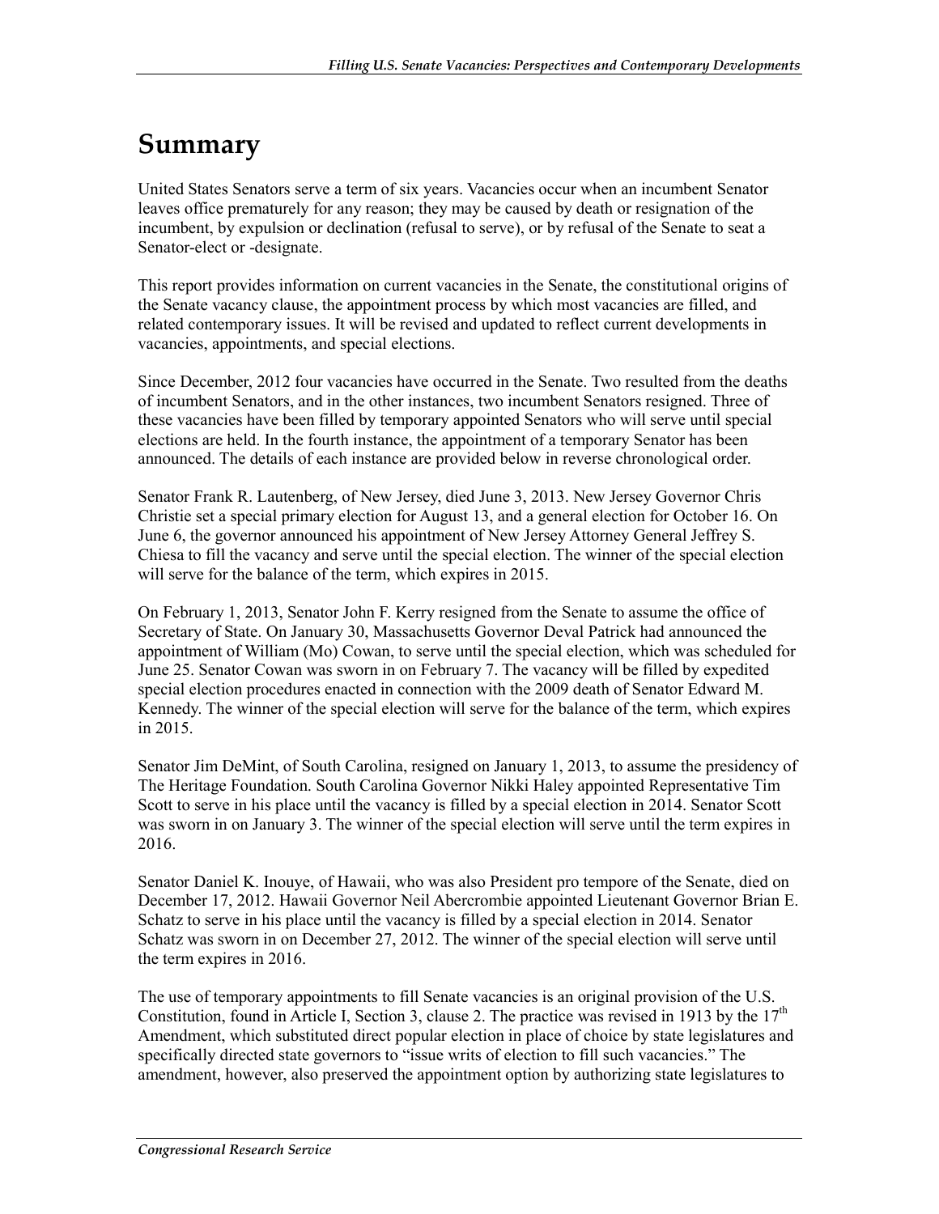# Summary

United States Senators serve a term of six years. Vacancies occur when an incumbent Senator leaves office prematurely for any reason; they may be caused by death or resignation of the incumbent, by expulsion or declination (refusal to serve), or by refusal of the Senate to seat a Senator-elect or -designate.

This report provides information on current vacancies in the Senate, the constitutional origins of the Senate vacancy clause, the appointment process by which most vacancies are filled, and related contemporary issues. It will be revised and updated to reflect current developments in vacancies, appointments, and special elections.

Since December, 2012 four vacancies have occurred in the Senate. Two resulted from the deaths of incumbent Senators, and in the other instances, two incumbent Senators resigned. Three of these vacancies have been filled by temporary appointed Senators who will serve until special elections are held. In the fourth instance, the appointment of a temporary Senator has been announced. The details of each instance are provided below in reverse chronological order.

Senator Frank R. Lautenberg, of New Jersey, died June 3, 2013. New Jersey Governor Chris Christie set a special primary election for August 13, and a general election for October 16. On June 6, the governor announced his appointment of New Jersey Attorney General Jeffrey S. Chiesa to fill the vacancy and serve until the special election. The winner of the special election will serve for the balance of the term, which expires in 2015.

On February 1, 2013, Senator John F. Kerry resigned from the Senate to assume the office of Secretary of State. On January 30, Massachusetts Governor Deval Patrick had announced the appointment of William (Mo) Cowan, to serve until the special election, which was scheduled for June 25. Senator Cowan was sworn in on February 7. The vacancy will be filled by expedited special election procedures enacted in connection with the 2009 death of Senator Edward M. Kennedy. The winner of the special election will serve for the balance of the term, which expires in 2015.

Senator Jim DeMint, of South Carolina, resigned on January 1, 2013, to assume the presidency of The Heritage Foundation. South Carolina Governor Nikki Haley appointed Representative Tim Scott to serve in his place until the vacancy is filled by a special election in 2014. Senator Scott was sworn in on January 3. The winner of the special election will serve until the term expires in 2016.

Senator Daniel K. Inouye, of Hawaii, who was also President pro tempore of the Senate, died on December 17, 2012. Hawaii Governor Neil Abercrombie appointed Lieutenant Governor Brian E. Schatz to serve in his place until the vacancy is filled by a special election in 2014. Senator Schatz was sworn in on December 27, 2012. The winner of the special election will serve until the term expires in 2016.

The use of temporary appointments to fill Senate vacancies is an original provision of the U.S. Constitution, found in Article I, Section 3, clause 2. The practice was revised in 1913 by the 17th Amendment, which substituted direct popular election in place of choice by state legislatures and specifically directed state governors to "issue writs of election to fill such vacancies." The amendment, however, also preserved the appointment option by authorizing state legislatures to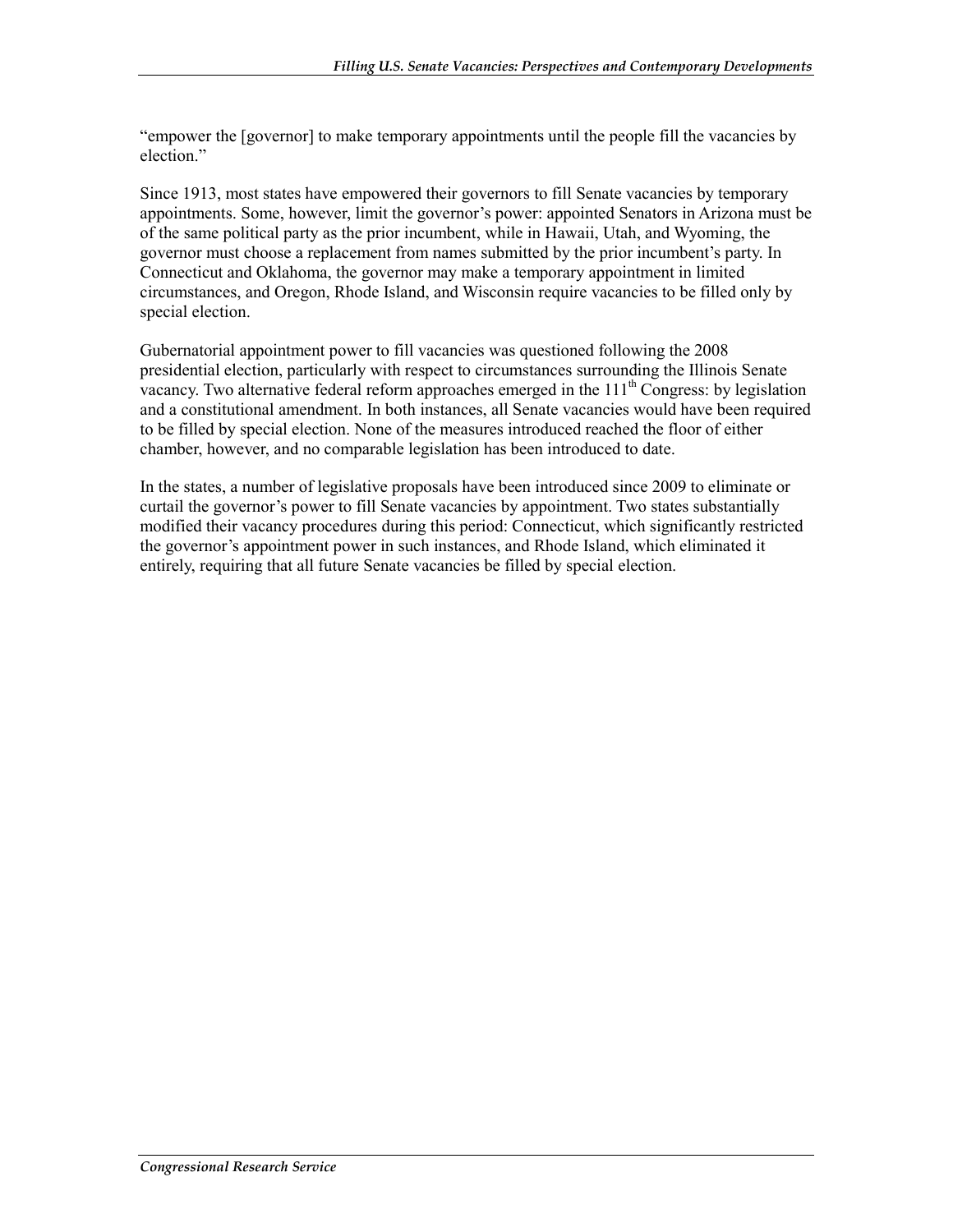"empower the [governor] to make temporary appointments until the people fill the vacancies by election."

Since 1913, most states have empowered their governors to fill Senate vacancies by temporary appointments. Some, however, limit the governor's power: appointed Senators in Arizona must be of the same political party as the prior incumbent, while in Hawaii, Utah, and Wyoming, the governor must choose a replacement from names submitted by the prior incumbent's party. In Connecticut and Oklahoma, the governor may make a temporary appointment in limited circumstances, and Oregon, Rhode Island, and Wisconsin require vacancies to be filled only by special election.

Gubernatorial appointment power to fill vacancies was questioned following the 2008 presidential election, particularly with respect to circumstances surrounding the Illinois Senate vacancy. Two alternative federal reform approaches emerged in the 111th Congress: by legislation and a constitutional amendment. In both instances, all Senate vacancies would have been required to be filled by special election. None of the measures introduced reached the floor of either chamber, however, and no comparable legislation has been introduced to date.

In the states, a number of legislative proposals have been introduced since 2009 to eliminate or curtail the governor's power to fill Senate vacancies by appointment. Two states substantially modified their vacancy procedures during this period: Connecticut, which significantly restricted the governor's appointment power in such instances, and Rhode Island, which eliminated it entirely, requiring that all future Senate vacancies be filled by special election.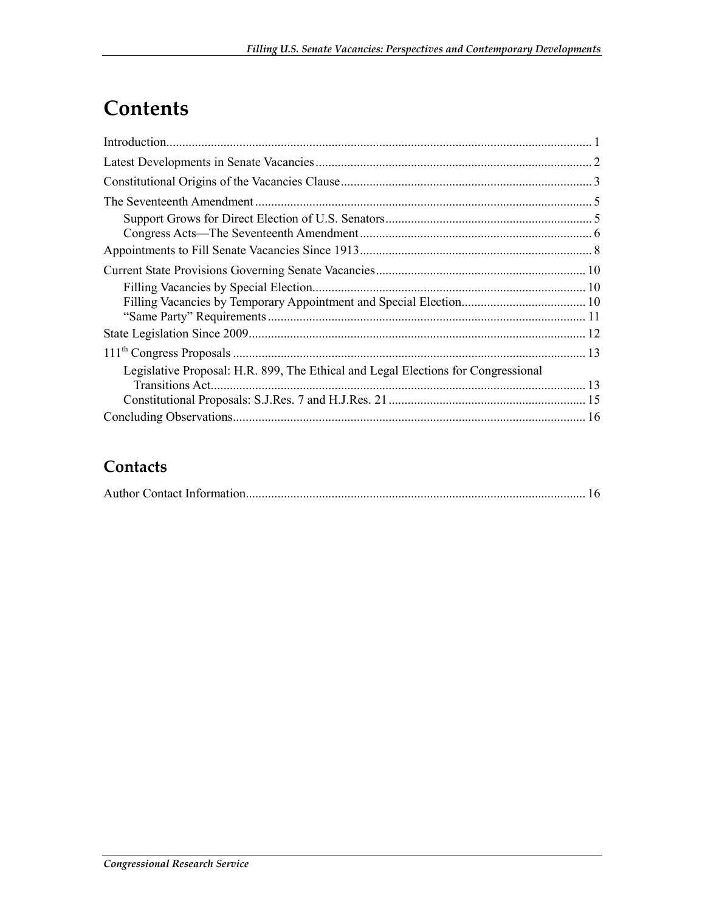# Contents

Introduction ..................................................................................................................... 1

Latest Developments in Senate Vacancies ...................................................................................... 2

Constitutional Origins of the Vacancies Clause .............................................................................. 3

The Seventeenth Amendment ......................................................................................................... 5

- Support Grows for Direct Election of U.S. Senators ................................................................ 5
- Congress Acts—The Seventeenth Amendment ......................................................................... 6

Appointments to Fill Senate Vacancies Since 1913 ........................................................................ 8

Current State Provisions Governing Senate Vacancies ................................................................. 10

- Filling Vacancies by Special Election ..................................................................................... 10
- Filling Vacancies by Temporary Appointment and Special Election ....................................... 10
- "Same Party" Requirements ................................................................................................... 11

State Legislation Since 2009 ......................................................................................................... 12

111th Congress Proposals .............................................................................................................. 13

- Legislative Proposal: H.R. 899, The Ethical and Legal Elections for Congressional Transitions Act ..................................................................................................................... 13
- Constitutional Proposals: S.J.Res. 7 and H.J.Res. 21 ............................................................. 15

Concluding Observations .............................................................................................................. 16

## Contacts

Author Contact Information .......................................................................................................... 16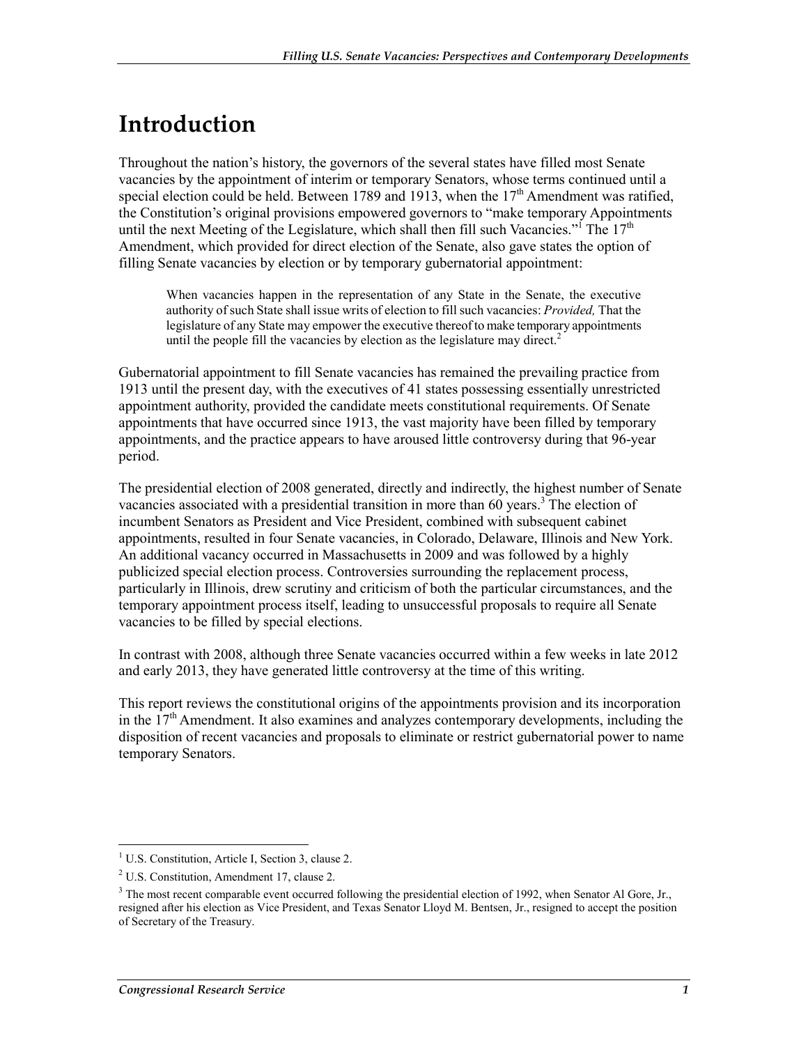# Introduction

Throughout the nation's history, the governors of the several states have filled most Senate vacancies by the appointment of interim or temporary Senators, whose terms continued until a special election could be held. Between 1789 and 1913, when the 17th Amendment was ratified, the Constitution's original provisions empowered governors to "make temporary Appointments until the next Meeting of the Legislature, which shall then fill such Vacancies."[1] The 17th Amendment, which provided for direct election of the Senate, also gave states the option of filling Senate vacancies by election or by temporary gubernatorial appointment:

> When vacancies happen in the representation of any State in the Senate, the executive authority of such State shall issue writs of election to fill such vacancies: *Provided,* That the legislature of any State may empower the executive thereof to make temporary appointments until the people fill the vacancies by election as the legislature may direct.[2]

Gubernatorial appointment to fill Senate vacancies has remained the prevailing practice from 1913 until the present day, with the executives of 41 states possessing essentially unrestricted appointment authority, provided the candidate meets constitutional requirements. Of Senate appointments that have occurred since 1913, the vast majority have been filled by temporary appointments, and the practice appears to have aroused little controversy during that 96-year period.

The presidential election of 2008 generated, directly and indirectly, the highest number of Senate vacancies associated with a presidential transition in more than 60 years.[3] The election of incumbent Senators as President and Vice President, combined with subsequent cabinet appointments, resulted in four Senate vacancies, in Colorado, Delaware, Illinois and New York. An additional vacancy occurred in Massachusetts in 2009 and was followed by a highly publicized special election process. Controversies surrounding the replacement process, particularly in Illinois, drew scrutiny and criticism of both the particular circumstances, and the temporary appointment process itself, leading to unsuccessful proposals to require all Senate vacancies to be filled by special elections.

In contrast with 2008, although three Senate vacancies occurred within a few weeks in late 2012 and early 2013, they have generated little controversy at the time of this writing.

This report reviews the constitutional origins of the appointments provision and its incorporation in the 17th Amendment. It also examines and analyzes contemporary developments, including the disposition of recent vacancies and proposals to eliminate or restrict gubernatorial power to name temporary Senators.

---

[1] U.S. Constitution, Article I, Section 3, clause 2.

[2] U.S. Constitution, Amendment 17, clause 2.

[3] The most recent comparable event occurred following the presidential election of 1992, when Senator Al Gore, Jr., resigned after his election as Vice President, and Texas Senator Lloyd M. Bentsen, Jr., resigned to accept the position of Secretary of the Treasury.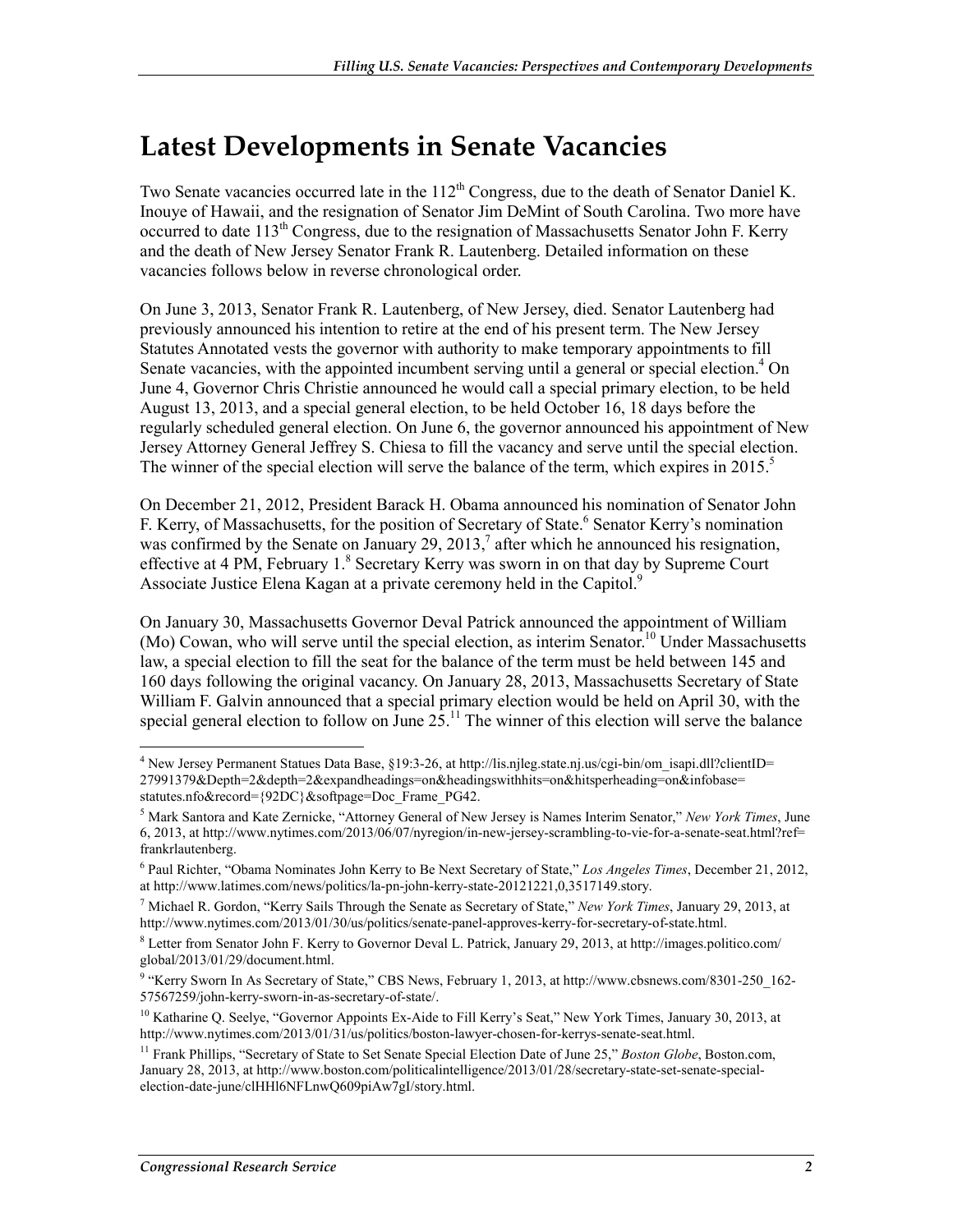# Latest Developments in Senate Vacancies

Two Senate vacancies occurred late in the 112th Congress, due to the death of Senator Daniel K. Inouye of Hawaii, and the resignation of Senator Jim DeMint of South Carolina. Two more have occurred to date 113th Congress, due to the resignation of Massachusetts Senator John F. Kerry and the death of New Jersey Senator Frank R. Lautenberg. Detailed information on these vacancies follows below in reverse chronological order.

On June 3, 2013, Senator Frank R. Lautenberg, of New Jersey, died. Senator Lautenberg had previously announced his intention to retire at the end of his present term. The New Jersey Statutes Annotated vests the governor with authority to make temporary appointments to fill Senate vacancies, with the appointed incumbent serving until a general or special election.[4] On June 4, Governor Chris Christie announced he would call a special primary election, to be held August 13, 2013, and a special general election, to be held October 16, 18 days before the regularly scheduled general election. On June 6, the governor announced his appointment of New Jersey Attorney General Jeffrey S. Chiesa to fill the vacancy and serve until the special election. The winner of the special election will serve the balance of the term, which expires in 2015.[5]

On December 21, 2012, President Barack H. Obama announced his nomination of Senator John F. Kerry, of Massachusetts, for the position of Secretary of State.[6] Senator Kerry's nomination was confirmed by the Senate on January 29, 2013,[7] after which he announced his resignation, effective at 4 PM, February 1.[8] Secretary Kerry was sworn in on that day by Supreme Court Associate Justice Elena Kagan at a private ceremony held in the Capitol.[9]

On January 30, Massachusetts Governor Deval Patrick announced the appointment of William (Mo) Cowan, who will serve until the special election, as interim Senator.[10] Under Massachusetts law, a special election to fill the seat for the balance of the term must be held between 145 and 160 days following the original vacancy. On January 28, 2013, Massachusetts Secretary of State William F. Galvin announced that a special primary election would be held on April 30, with the special general election to follow on June 25.[11] The winner of this election will serve the balance

---

[4] New Jersey Permanent Statues Data Base, §19:3-26, at http://lis.njleg.state.nj.us/cgi-bin/om_isapi.dll?clientID=27991379&Depth=2&depth=2&expandheadings=on&headingswithhits=on&hitsperheading=on&infobase=statutes.nfo&record={92DC}&softpage=Doc_Frame_PG42.

[5] Mark Santora and Kate Zernicke, "Attorney General of New Jersey is Names Interim Senator," *New York Times*, June 6, 2013, at http://www.nytimes.com/2013/06/07/nyregion/in-new-jersey-scrambling-to-vie-for-a-senate-seat.html?ref=frankrlautenberg.

[6] Paul Richter, "Obama Nominates John Kerry to Be Next Secretary of State," *Los Angeles Times*, December 21, 2012, at http://www.latimes.com/news/politics/la-pn-john-kerry-state-20121221,0,3517149.story.

[7] Michael R. Gordon, "Kerry Sails Through the Senate as Secretary of State," *New York Times*, January 29, 2013, at http://www.nytimes.com/2013/01/30/us/politics/senate-panel-approves-kerry-for-secretary-of-state.html.

[8] Letter from Senator John F. Kerry to Governor Deval L. Patrick, January 29, 2013, at http://images.politico.com/global/2013/01/29/document.html.

[9] "Kerry Sworn In As Secretary of State," CBS News, February 1, 2013, at http://www.cbsnews.com/8301-250_162-57567259/john-kerry-sworn-in-as-secretary-of-state/.

[10] Katharine Q. Seelye, "Governor Appoints Ex-Aide to Fill Kerry's Seat," New York Times, January 30, 2013, at http://www.nytimes.com/2013/01/31/us/politics/boston-lawyer-chosen-for-kerrys-senate-seat.html.

[11] Frank Phillips, "Secretary of State to Set Senate Special Election Date of June 25," *Boston Globe*, Boston.com, January 28, 2013, at http://www.boston.com/politicalintelligence/2013/01/28/secretary-state-set-senate-special-election-date-june/clHHl6NFLnwQ609piAw7gI/story.html.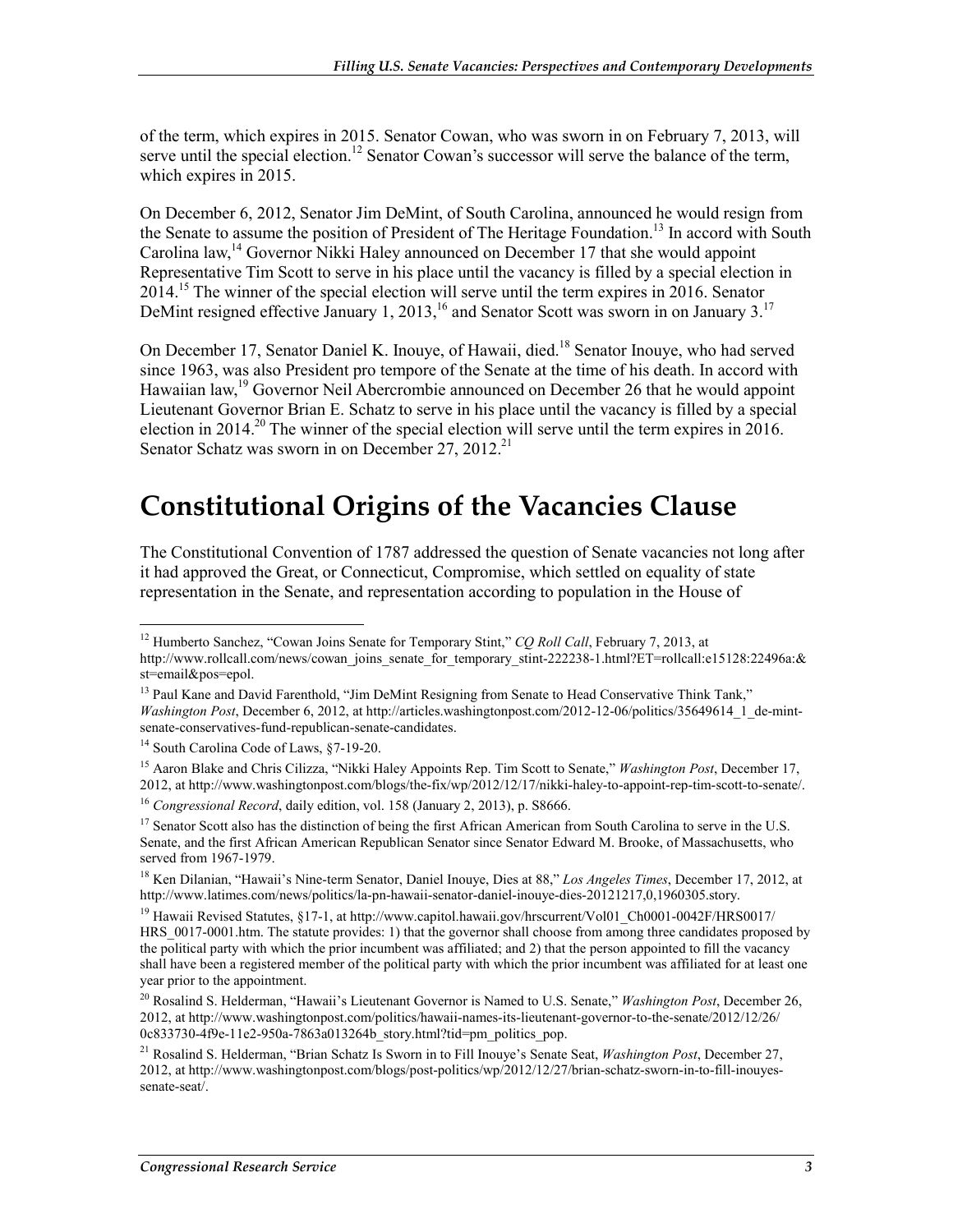of the term, which expires in 2015. Senator Cowan, who was sworn in on February 7, 2013, will serve until the special election.[12] Senator Cowan's successor will serve the balance of the term, which expires in 2015.

On December 6, 2012, Senator Jim DeMint, of South Carolina, announced he would resign from the Senate to assume the position of President of The Heritage Foundation.[13] In accord with South Carolina law,[14] Governor Nikki Haley announced on December 17 that she would appoint Representative Tim Scott to serve in his place until the vacancy is filled by a special election in 2014.[15] The winner of the special election will serve until the term expires in 2016. Senator DeMint resigned effective January 1, 2013,[16] and Senator Scott was sworn in on January 3.[17]

On December 17, Senator Daniel K. Inouye, of Hawaii, died.[18] Senator Inouye, who had served since 1963, was also President pro tempore of the Senate at the time of his death. In accord with Hawaiian law,[19] Governor Neil Abercrombie announced on December 26 that he would appoint Lieutenant Governor Brian E. Schatz to serve in his place until the vacancy is filled by a special election in 2014.[20] The winner of the special election will serve until the term expires in 2016. Senator Schatz was sworn in on December 27, 2012.[21]

# Constitutional Origins of the Vacancies Clause

The Constitutional Convention of 1787 addressed the question of Senate vacancies not long after it had approved the Great, or Connecticut, Compromise, which settled on equality of state representation in the Senate, and representation according to population in the House of

---

[12] Humberto Sanchez, "Cowan Joins Senate for Temporary Stint," *CQ Roll Call*, February 7, 2013, at http://www.rollcall.com/news/cowan_joins_senate_for_temporary_stint-222238-1.html?ET=rollcall:e15128:22496a:&st=email&pos=epol.

[13] Paul Kane and David Farenthold, "Jim DeMint Resigning from Senate to Head Conservative Think Tank," *Washington Post*, December 6, 2012, at http://articles.washingtonpost.com/2012-12-06/politics/35649614_1_de-mint-senate-conservatives-fund-republican-senate-candidates.

[14] South Carolina Code of Laws, §7-19-20.

[15] Aaron Blake and Chris Cilizza, "Nikki Haley Appoints Rep. Tim Scott to Senate," *Washington Post*, December 17, 2012, at http://www.washingtonpost.com/blogs/the-fix/wp/2012/12/17/nikki-haley-to-appoint-rep-tim-scott-to-senate/.

[16] *Congressional Record*, daily edition, vol. 158 (January 2, 2013), p. S8666.

[17] Senator Scott also has the distinction of being the first African American from South Carolina to serve in the U.S. Senate, and the first African American Republican Senator since Senator Edward M. Brooke, of Massachusetts, who served from 1967-1979.

[18] Ken Dilanian, "Hawaii's Nine-term Senator, Daniel Inouye, Dies at 88," *Los Angeles Times*, December 17, 2012, at http://www.latimes.com/news/politics/la-pn-hawaii-senator-daniel-inouye-dies-20121217,0,1960305.story.

[19] Hawaii Revised Statutes, §17-1, at http://www.capitol.hawaii.gov/hrscurrent/Vol01_Ch0001-0042F/HRS0017/HRS_0017-0001.htm. The statute provides: 1) that the governor shall choose from among three candidates proposed by the political party with which the prior incumbent was affiliated; and 2) that the person appointed to fill the vacancy shall have been a registered member of the political party with which the prior incumbent was affiliated for at least one year prior to the appointment.

[20] Rosalind S. Helderman, "Hawaii's Lieutenant Governor is Named to U.S. Senate," *Washington Post*, December 26, 2012, at http://www.washingtonpost.com/politics/hawaii-names-its-lieutenant-governor-to-the-senate/2012/12/26/0c833730-4f9e-11e2-950a-7863a013264b_story.html?tid=pm_politics_pop.

[21] Rosalind S. Helderman, "Brian Schatz Is Sworn in to Fill Inouye's Senate Seat, *Washington Post*, December 27, 2012, at http://www.washingtonpost.com/blogs/post-politics/wp/2012/12/27/brian-schatz-sworn-in-to-fill-inouyes-senate-seat/.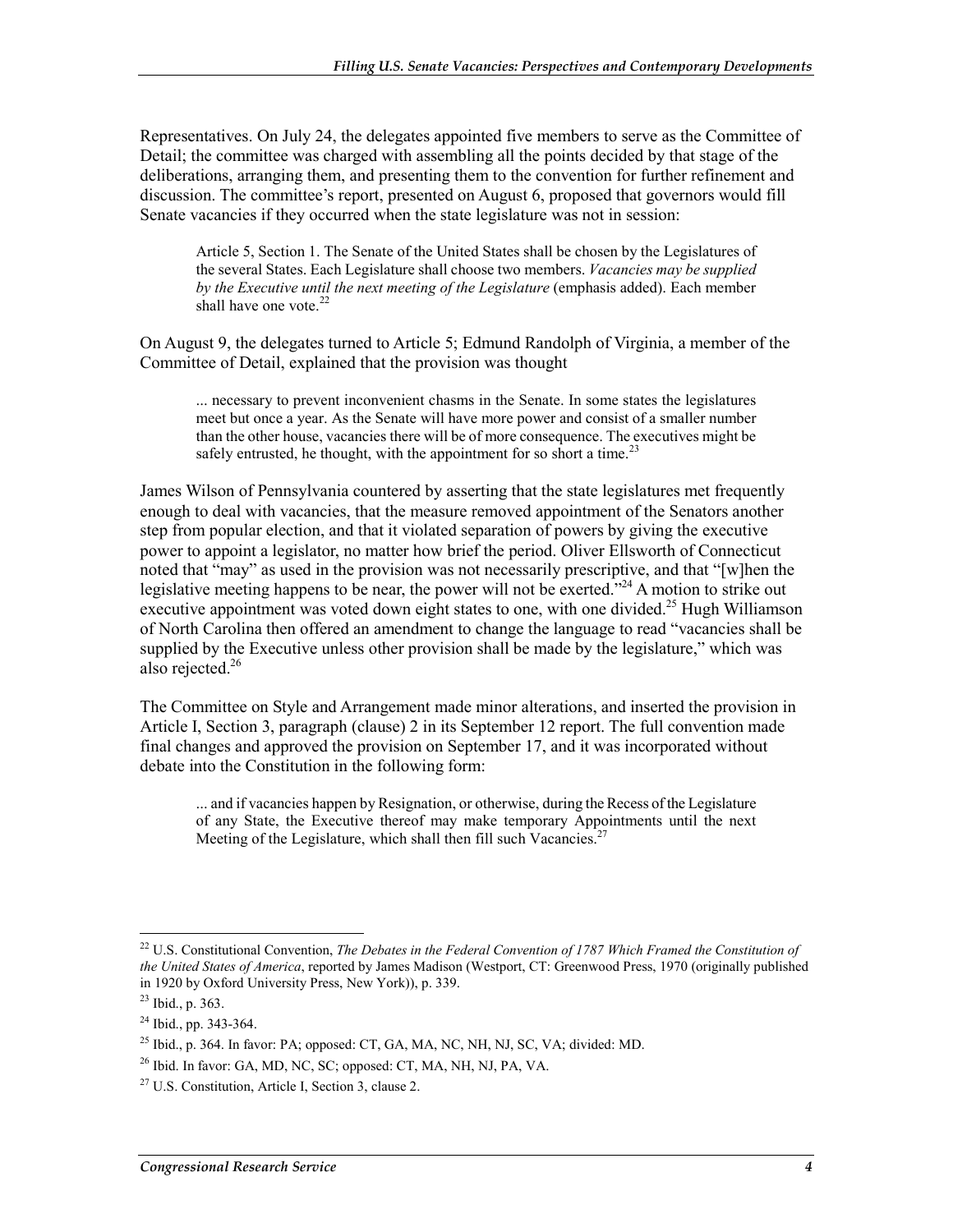Representatives. On July 24, the delegates appointed five members to serve as the Committee of Detail; the committee was charged with assembling all the points decided by that stage of the deliberations, arranging them, and presenting them to the convention for further refinement and discussion. The committee's report, presented on August 6, proposed that governors would fill Senate vacancies if they occurred when the state legislature was not in session:

> Article 5, Section 1. The Senate of the United States shall be chosen by the Legislatures of the several States. Each Legislature shall choose two members. *Vacancies may be supplied by the Executive until the next meeting of the Legislature* (emphasis added). Each member shall have one vote.[22]

On August 9, the delegates turned to Article 5; Edmund Randolph of Virginia, a member of the Committee of Detail, explained that the provision was thought

> ... necessary to prevent inconvenient chasms in the Senate. In some states the legislatures meet but once a year. As the Senate will have more power and consist of a smaller number than the other house, vacancies there will be of more consequence. The executives might be safely entrusted, he thought, with the appointment for so short a time.[23]

James Wilson of Pennsylvania countered by asserting that the state legislatures met frequently enough to deal with vacancies, that the measure removed appointment of the Senators another step from popular election, and that it violated separation of powers by giving the executive power to appoint a legislator, no matter how brief the period. Oliver Ellsworth of Connecticut noted that "may" as used in the provision was not necessarily prescriptive, and that "[w]hen the legislative meeting happens to be near, the power will not be exerted."[24] A motion to strike out executive appointment was voted down eight states to one, with one divided.[25] Hugh Williamson of North Carolina then offered an amendment to change the language to read "vacancies shall be supplied by the Executive unless other provision shall be made by the legislature," which was also rejected.[26]

The Committee on Style and Arrangement made minor alterations, and inserted the provision in Article I, Section 3, paragraph (clause) 2 in its September 12 report. The full convention made final changes and approved the provision on September 17, and it was incorporated without debate into the Constitution in the following form:

> ... and if vacancies happen by Resignation, or otherwise, during the Recess of the Legislature of any State, the Executive thereof may make temporary Appointments until the next Meeting of the Legislature, which shall then fill such Vacancies.[27]

---

[22] U.S. Constitutional Convention, *The Debates in the Federal Convention of 1787 Which Framed the Constitution of the United States of America*, reported by James Madison (Westport, CT: Greenwood Press, 1970 (originally published in 1920 by Oxford University Press, New York)), p. 339.

[23] Ibid., p. 363.

[24] Ibid., pp. 343-364.

[25] Ibid., p. 364. In favor: PA; opposed: CT, GA, MA, NC, NH, NJ, SC, VA; divided: MD.

[26] Ibid. In favor: GA, MD, NC, SC; opposed: CT, MA, NH, NJ, PA, VA.

[27] U.S. Constitution, Article I, Section 3, clause 2.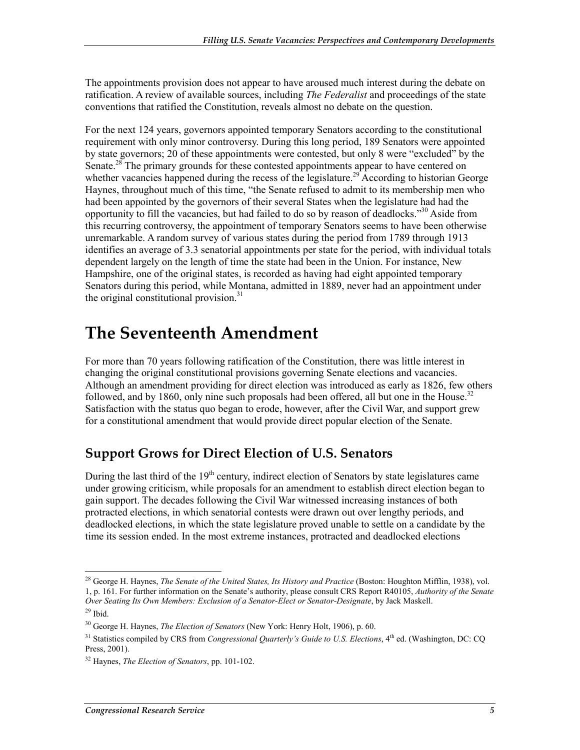The appointments provision does not appear to have aroused much interest during the debate on ratification. A review of available sources, including *The Federalist* and proceedings of the state conventions that ratified the Constitution, reveals almost no debate on the question.

For the next 124 years, governors appointed temporary Senators according to the constitutional requirement with only minor controversy. During this long period, 189 Senators were appointed by state governors; 20 of these appointments were contested, but only 8 were "excluded" by the Senate.[28] The primary grounds for these contested appointments appear to have centered on whether vacancies happened during the recess of the legislature.[29] According to historian George Haynes, throughout much of this time, "the Senate refused to admit to its membership men who had been appointed by the governors of their several States when the legislature had had the opportunity to fill the vacancies, but had failed to do so by reason of deadlocks."[30] Aside from this recurring controversy, the appointment of temporary Senators seems to have been otherwise unremarkable. A random survey of various states during the period from 1789 through 1913 identifies an average of 3.3 senatorial appointments per state for the period, with individual totals dependent largely on the length of time the state had been in the Union. For instance, New Hampshire, one of the original states, is recorded as having had eight appointed temporary Senators during this period, while Montana, admitted in 1889, never had an appointment under the original constitutional provision.[31]

# The Seventeenth Amendment

For more than 70 years following ratification of the Constitution, there was little interest in changing the original constitutional provisions governing Senate elections and vacancies. Although an amendment providing for direct election was introduced as early as 1826, few others followed, and by 1860, only nine such proposals had been offered, all but one in the House.[32] Satisfaction with the status quo began to erode, however, after the Civil War, and support grew for a constitutional amendment that would provide direct popular election of the Senate.

## Support Grows for Direct Election of U.S. Senators

During the last third of the 19th century, indirect election of Senators by state legislatures came under growing criticism, while proposals for an amendment to establish direct election began to gain support. The decades following the Civil War witnessed increasing instances of both protracted elections, in which senatorial contests were drawn out over lengthy periods, and deadlocked elections, in which the state legislature proved unable to settle on a candidate by the time its session ended. In the most extreme instances, protracted and deadlocked elections

---

[28] George H. Haynes, *The Senate of the United States, Its History and Practice* (Boston: Houghton Mifflin, 1938), vol. 1, p. 161. For further information on the Senate's authority, please consult CRS Report R40105, *Authority of the Senate Over Seating Its Own Members: Exclusion of a Senator-Elect or Senator-Designate*, by Jack Maskell.

[29] Ibid.

[30] George H. Haynes, *The Election of Senators* (New York: Henry Holt, 1906), p. 60.

[31] Statistics compiled by CRS from *Congressional Quarterly's Guide to U.S. Elections*, 4th ed. (Washington, DC: CQ Press, 2001).

[32] Haynes, *The Election of Senators*, pp. 101-102.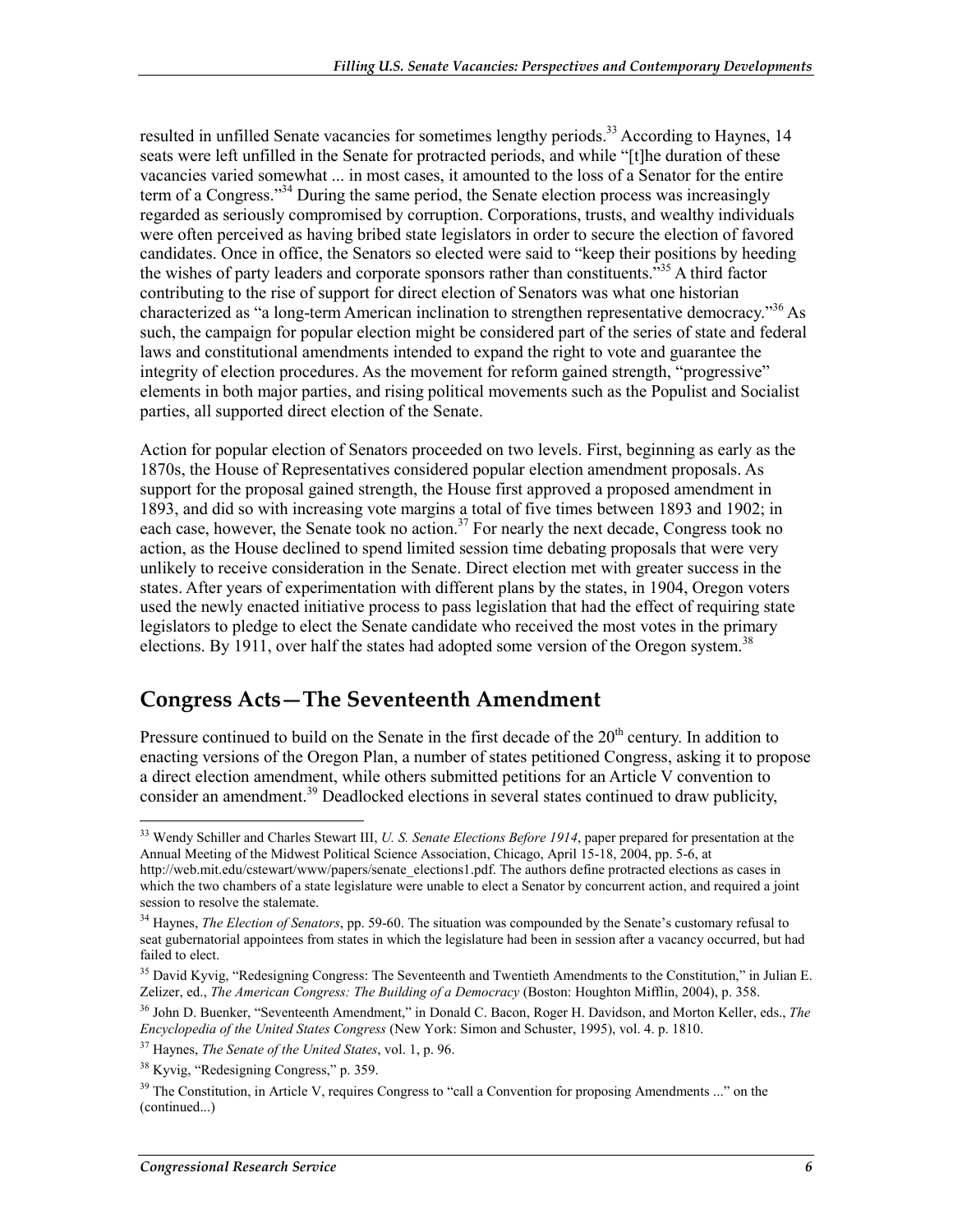resulted in unfilled Senate vacancies for sometimes lengthy periods.[33] According to Haynes, 14 seats were left unfilled in the Senate for protracted periods, and while "[t]he duration of these vacancies varied somewhat ... in most cases, it amounted to the loss of a Senator for the entire term of a Congress."[34] During the same period, the Senate election process was increasingly regarded as seriously compromised by corruption. Corporations, trusts, and wealthy individuals were often perceived as having bribed state legislators in order to secure the election of favored candidates. Once in office, the Senators so elected were said to "keep their positions by heeding the wishes of party leaders and corporate sponsors rather than constituents."[35] A third factor contributing to the rise of support for direct election of Senators was what one historian characterized as "a long-term American inclination to strengthen representative democracy."[36] As such, the campaign for popular election might be considered part of the series of state and federal laws and constitutional amendments intended to expand the right to vote and guarantee the integrity of election procedures. As the movement for reform gained strength, "progressive" elements in both major parties, and rising political movements such as the Populist and Socialist parties, all supported direct election of the Senate.

Action for popular election of Senators proceeded on two levels. First, beginning as early as the 1870s, the House of Representatives considered popular election amendment proposals. As support for the proposal gained strength, the House first approved a proposed amendment in 1893, and did so with increasing vote margins a total of five times between 1893 and 1902; in each case, however, the Senate took no action.[37] For nearly the next decade, Congress took no action, as the House declined to spend limited session time debating proposals that were very unlikely to receive consideration in the Senate. Direct election met with greater success in the states. After years of experimentation with different plans by the states, in 1904, Oregon voters used the newly enacted initiative process to pass legislation that had the effect of requiring state legislators to pledge to elect the Senate candidate who received the most votes in the primary elections. By 1911, over half the states had adopted some version of the Oregon system.[38]

## Congress Acts—The Seventeenth Amendment

Pressure continued to build on the Senate in the first decade of the 20th century. In addition to enacting versions of the Oregon Plan, a number of states petitioned Congress, asking it to propose a direct election amendment, while others submitted petitions for an Article V convention to consider an amendment.[39] Deadlocked elections in several states continued to draw publicity,

---

[33] Wendy Schiller and Charles Stewart III, *U. S. Senate Elections Before 1914*, paper prepared for presentation at the Annual Meeting of the Midwest Political Science Association, Chicago, April 15-18, 2004, pp. 5-6, at http://web.mit.edu/cstewart/www/papers/senate_elections1.pdf. The authors define protracted elections as cases in which the two chambers of a state legislature were unable to elect a Senator by concurrent action, and required a joint session to resolve the stalemate.

[34] Haynes, *The Election of Senators*, pp. 59-60. The situation was compounded by the Senate's customary refusal to seat gubernatorial appointees from states in which the legislature had been in session after a vacancy occurred, but had failed to elect.

[35] David Kyvig, "Redesigning Congress: The Seventeenth and Twentieth Amendments to the Constitution," in Julian E. Zelizer, ed., *The American Congress: The Building of a Democracy* (Boston: Houghton Mifflin, 2004), p. 358.

[36] John D. Buenker, "Seventeenth Amendment," in Donald C. Bacon, Roger H. Davidson, and Morton Keller, eds., *The Encyclopedia of the United States Congress* (New York: Simon and Schuster, 1995), vol. 4. p. 1810.

[37] Haynes, *The Senate of the United States*, vol. 1, p. 96.

[38] Kyvig, "Redesigning Congress," p. 359.

[39] The Constitution, in Article V, requires Congress to "call a Convention for proposing Amendments ..." on the (continued...)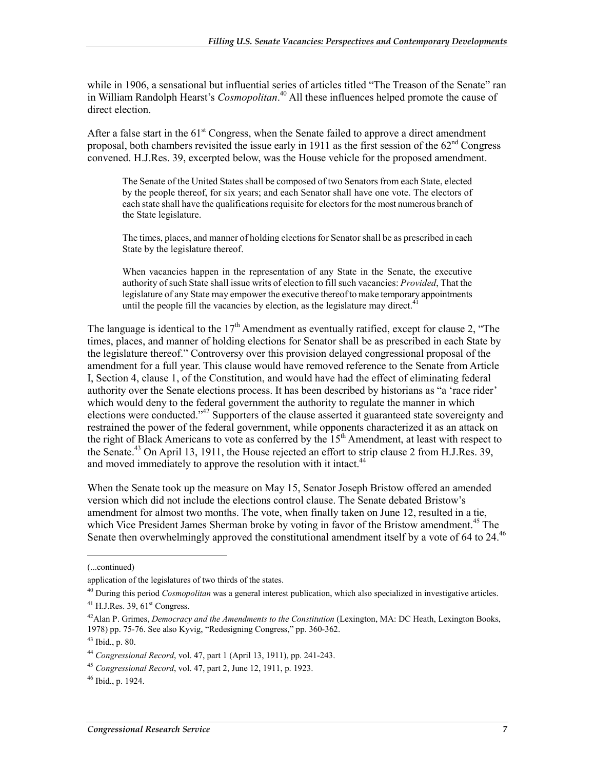while in 1906, a sensational but influential series of articles titled "The Treason of the Senate" ran in William Randolph Hearst's *Cosmopolitan*.[40] All these influences helped promote the cause of direct election.

After a false start in the 61st Congress, when the Senate failed to approve a direct amendment proposal, both chambers revisited the issue early in 1911 as the first session of the 62nd Congress convened. H.J.Res. 39, excerpted below, was the House vehicle for the proposed amendment.

> The Senate of the United States shall be composed of two Senators from each State, elected by the people thereof, for six years; and each Senator shall have one vote. The electors of each state shall have the qualifications requisite for electors for the most numerous branch of the State legislature.
>
> The times, places, and manner of holding elections for Senator shall be as prescribed in each State by the legislature thereof.
>
> When vacancies happen in the representation of any State in the Senate, the executive authority of such State shall issue writs of election to fill such vacancies: *Provided*, That the legislature of any State may empower the executive thereof to make temporary appointments until the people fill the vacancies by election, as the legislature may direct.[41]

The language is identical to the 17th Amendment as eventually ratified, except for clause 2, "The times, places, and manner of holding elections for Senator shall be as prescribed in each State by the legislature thereof." Controversy over this provision delayed congressional proposal of the amendment for a full year. This clause would have removed reference to the Senate from Article I, Section 4, clause 1, of the Constitution, and would have had the effect of eliminating federal authority over the Senate elections process. It has been described by historians as "a 'race rider' which would deny to the federal government the authority to regulate the manner in which elections were conducted."[42] Supporters of the clause asserted it guaranteed state sovereignty and restrained the power of the federal government, while opponents characterized it as an attack on the right of Black Americans to vote as conferred by the 15th Amendment, at least with respect to the Senate.[43] On April 13, 1911, the House rejected an effort to strip clause 2 from H.J.Res. 39, and moved immediately to approve the resolution with it intact.[44]

When the Senate took up the measure on May 15, Senator Joseph Bristow offered an amended version which did not include the elections control clause. The Senate debated Bristow's amendment for almost two months. The vote, when finally taken on June 12, resulted in a tie, which Vice President James Sherman broke by voting in favor of the Bristow amendment.[45] The Senate then overwhelmingly approved the constitutional amendment itself by a vote of 64 to 24.[46]

---

(...continued)

application of the legislatures of two thirds of the states.

[40] During this period *Cosmopolitan* was a general interest publication, which also specialized in investigative articles.

[41] H.J.Res. 39, 61st Congress.

[42] Alan P. Grimes, *Democracy and the Amendments to the Constitution* (Lexington, MA: DC Heath, Lexington Books, 1978) pp. 75-76. See also Kyvig, "Redesigning Congress," pp. 360-362.

[43] Ibid., p. 80.

[44] *Congressional Record*, vol. 47, part 1 (April 13, 1911), pp. 241-243.

[45] *Congressional Record*, vol. 47, part 2, June 12, 1911, p. 1923.

[46] Ibid., p. 1924.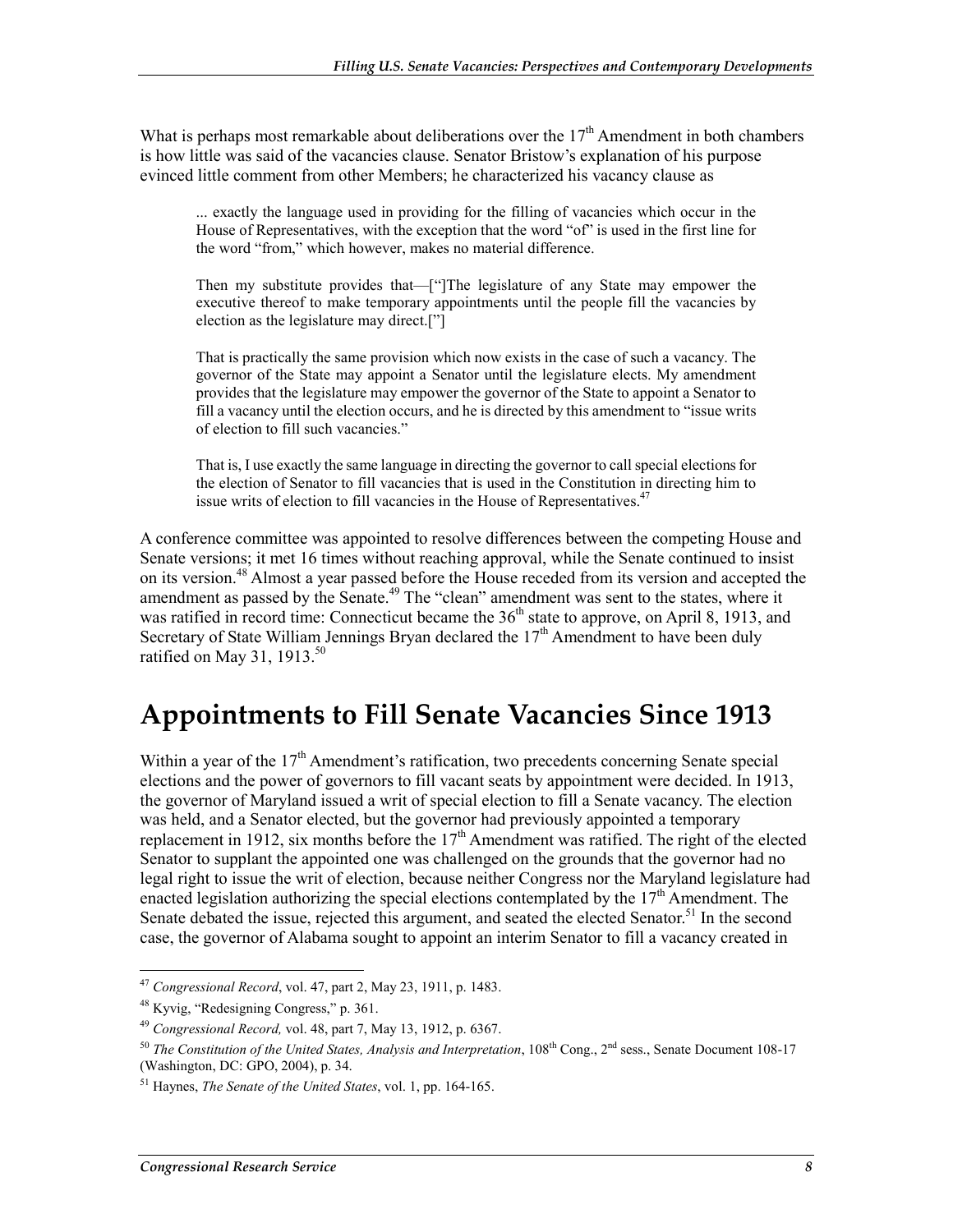What is perhaps most remarkable about deliberations over the 17th Amendment in both chambers is how little was said of the vacancies clause. Senator Bristow's explanation of his purpose evinced little comment from other Members; he characterized his vacancy clause as

> ... exactly the language used in providing for the filling of vacancies which occur in the House of Representatives, with the exception that the word "of" is used in the first line for the word "from," which however, makes no material difference.
>
> Then my substitute provides that—["]The legislature of any State may empower the executive thereof to make temporary appointments until the people fill the vacancies by election as the legislature may direct.["]
>
> That is practically the same provision which now exists in the case of such a vacancy. The governor of the State may appoint a Senator until the legislature elects. My amendment provides that the legislature may empower the governor of the State to appoint a Senator to fill a vacancy until the election occurs, and he is directed by this amendment to "issue writs of election to fill such vacancies."
>
> That is, I use exactly the same language in directing the governor to call special elections for the election of Senator to fill vacancies that is used in the Constitution in directing him to issue writs of election to fill vacancies in the House of Representatives.[47]

A conference committee was appointed to resolve differences between the competing House and Senate versions; it met 16 times without reaching approval, while the Senate continued to insist on its version.[48] Almost a year passed before the House receded from its version and accepted the amendment as passed by the Senate.[49] The "clean" amendment was sent to the states, where it was ratified in record time: Connecticut became the 36th state to approve, on April 8, 1913, and Secretary of State William Jennings Bryan declared the 17th Amendment to have been duly ratified on May 31, 1913.[50]

# Appointments to Fill Senate Vacancies Since 1913

Within a year of the 17th Amendment's ratification, two precedents concerning Senate special elections and the power of governors to fill vacant seats by appointment were decided. In 1913, the governor of Maryland issued a writ of special election to fill a Senate vacancy. The election was held, and a Senator elected, but the governor had previously appointed a temporary replacement in 1912, six months before the 17th Amendment was ratified. The right of the elected Senator to supplant the appointed one was challenged on the grounds that the governor had no legal right to issue the writ of election, because neither Congress nor the Maryland legislature had enacted legislation authorizing the special elections contemplated by the 17th Amendment. The Senate debated the issue, rejected this argument, and seated the elected Senator.[51] In the second case, the governor of Alabama sought to appoint an interim Senator to fill a vacancy created in

---

[47] *Congressional Record*, vol. 47, part 2, May 23, 1911, p. 1483.

[48] Kyvig, "Redesigning Congress," p. 361.

[49] *Congressional Record,* vol. 48, part 7, May 13, 1912, p. 6367.

[50] *The Constitution of the United States, Analysis and Interpretation*, 108th Cong., 2nd sess., Senate Document 108-17 (Washington, DC: GPO, 2004), p. 34.

[51] Haynes, *The Senate of the United States*, vol. 1, pp. 164-165.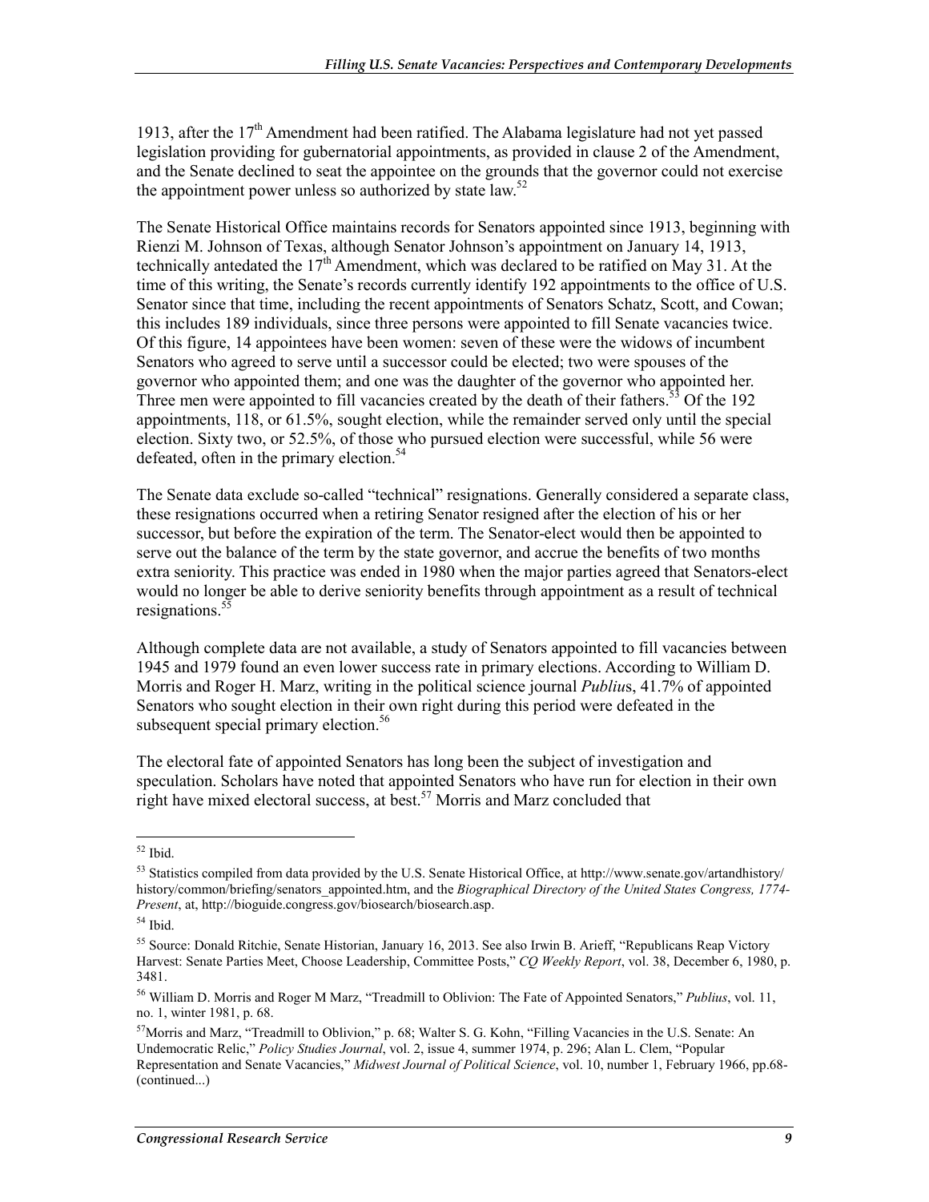1913, after the 17th Amendment had been ratified. The Alabama legislature had not yet passed legislation providing for gubernatorial appointments, as provided in clause 2 of the Amendment, and the Senate declined to seat the appointee on the grounds that the governor could not exercise the appointment power unless so authorized by state law.[52]

The Senate Historical Office maintains records for Senators appointed since 1913, beginning with Rienzi M. Johnson of Texas, although Senator Johnson's appointment on January 14, 1913, technically antedated the 17th Amendment, which was declared to be ratified on May 31. At the time of this writing, the Senate's records currently identify 192 appointments to the office of U.S. Senator since that time, including the recent appointments of Senators Schatz, Scott, and Cowan; this includes 189 individuals, since three persons were appointed to fill Senate vacancies twice. Of this figure, 14 appointees have been women: seven of these were the widows of incumbent Senators who agreed to serve until a successor could be elected; two were spouses of the governor who appointed them; and one was the daughter of the governor who appointed her. Three men were appointed to fill vacancies created by the death of their fathers.[53] Of the 192 appointments, 118, or 61.5%, sought election, while the remainder served only until the special election. Sixty two, or 52.5%, of those who pursued election were successful, while 56 were defeated, often in the primary election.[54]

The Senate data exclude so-called "technical" resignations. Generally considered a separate class, these resignations occurred when a retiring Senator resigned after the election of his or her successor, but before the expiration of the term. The Senator-elect would then be appointed to serve out the balance of the term by the state governor, and accrue the benefits of two months extra seniority. This practice was ended in 1980 when the major parties agreed that Senators-elect would no longer be able to derive seniority benefits through appointment as a result of technical resignations.[55]

Although complete data are not available, a study of Senators appointed to fill vacancies between 1945 and 1979 found an even lower success rate in primary elections. According to William D. Morris and Roger H. Marz, writing in the political science journal *Publius*, 41.7% of appointed Senators who sought election in their own right during this period were defeated in the subsequent special primary election.[56]

The electoral fate of appointed Senators has long been the subject of investigation and speculation. Scholars have noted that appointed Senators who have run for election in their own right have mixed electoral success, at best.[57] Morris and Marz concluded that

---

[52] Ibid.

[53] Statistics compiled from data provided by the U.S. Senate Historical Office, at http://www.senate.gov/artandhistory/history/common/briefing/senators_appointed.htm, and the *Biographical Directory of the United States Congress, 1774-Present*, at, http://bioguide.congress.gov/biosearch/biosearch.asp.

[54] Ibid.

[55] Source: Donald Ritchie, Senate Historian, January 16, 2013. See also Irwin B. Arieff, "Republicans Reap Victory Harvest: Senate Parties Meet, Choose Leadership, Committee Posts," *CQ Weekly Report*, vol. 38, December 6, 1980, p. 3481.

[56] William D. Morris and Roger M Marz, "Treadmill to Oblivion: The Fate of Appointed Senators," *Publius*, vol. 11, no. 1, winter 1981, p. 68.

[57] Morris and Marz, "Treadmill to Oblivion," p. 68; Walter S. G. Kohn, "Filling Vacancies in the U.S. Senate: An Undemocratic Relic," *Policy Studies Journal*, vol. 2, issue 4, summer 1974, p. 296; Alan L. Clem, "Popular Representation and Senate Vacancies," *Midwest Journal of Political Science*, vol. 10, number 1, February 1966, pp.68-(continued...)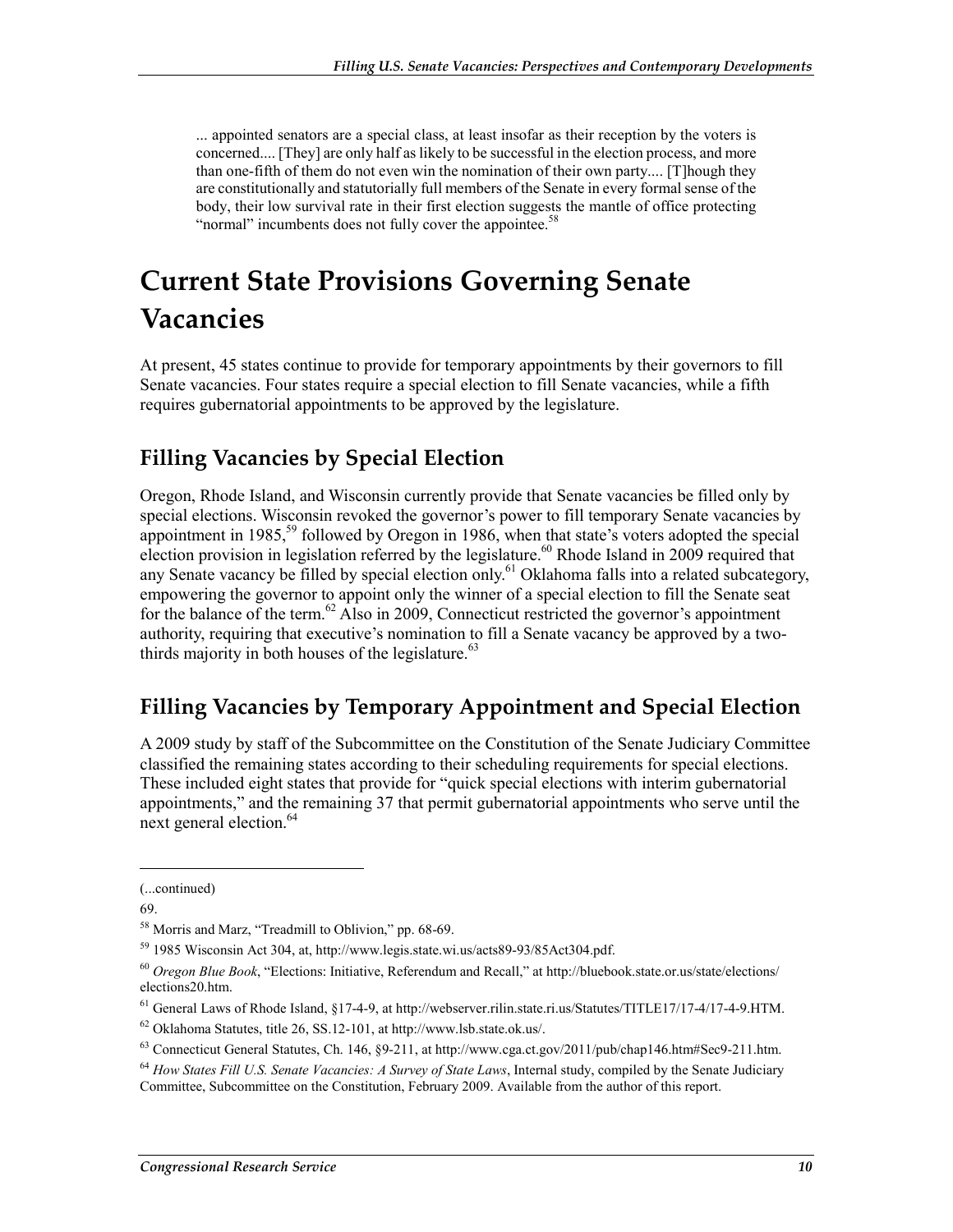> ... appointed senators are a special class, at least insofar as their reception by the voters is concerned.... [They] are only half as likely to be successful in the election process, and more than one-fifth of them do not even win the nomination of their own party.... [T]hough they are constitutionally and statutorily full members of the Senate in every formal sense of the body, their low survival rate in their first election suggests the mantle of office protecting "normal" incumbents does not fully cover the appointee.[58]

# Current State Provisions Governing Senate Vacancies

At present, 45 states continue to provide for temporary appointments by their governors to fill Senate vacancies. Four states require a special election to fill Senate vacancies, while a fifth requires gubernatorial appointments to be approved by the legislature.

## Filling Vacancies by Special Election

Oregon, Rhode Island, and Wisconsin currently provide that Senate vacancies be filled only by special elections. Wisconsin revoked the governor's power to fill temporary Senate vacancies by appointment in 1985,[59] followed by Oregon in 1986, when that state's voters adopted the special election provision in legislation referred by the legislature.[60] Rhode Island in 2009 required that any Senate vacancy be filled by special election only.[61] Oklahoma falls into a related subcategory, empowering the governor to appoint only the winner of a special election to fill the Senate seat for the balance of the term.[62] Also in 2009, Connecticut restricted the governor's appointment authority, requiring that executive's nomination to fill a Senate vacancy be approved by a two-thirds majority in both houses of the legislature.[63]

## Filling Vacancies by Temporary Appointment and Special Election

A 2009 study by staff of the Subcommittee on the Constitution of the Senate Judiciary Committee classified the remaining states according to their scheduling requirements for special elections. These included eight states that provide for "quick special elections with interim gubernatorial appointments," and the remaining 37 that permit gubernatorial appointments who serve until the next general election.[64]

---

(...continued)

69.

[58] Morris and Marz, "Treadmill to Oblivion," pp. 68-69.

[59] 1985 Wisconsin Act 304, at, http://www.legis.state.wi.us/acts89-93/85Act304.pdf.

[60] *Oregon Blue Book*, "Elections: Initiative, Referendum and Recall," at http://bluebook.state.or.us/state/elections/elections20.htm.

[61] General Laws of Rhode Island, §17-4-9, at http://webserver.rilin.state.ri.us/Statutes/TITLE17/17-4/17-4-9.HTM.

[62] Oklahoma Statutes, title 26, SS.12-101, at http://www.lsb.state.ok.us/.

[63] Connecticut General Statutes, Ch. 146, §9-211, at http://www.cga.ct.gov/2011/pub/chap146.htm#Sec9-211.htm.

[64] *How States Fill U.S. Senate Vacancies: A Survey of State Laws*, Internal study, compiled by the Senate Judiciary Committee, Subcommittee on the Constitution, February 2009. Available from the author of this report.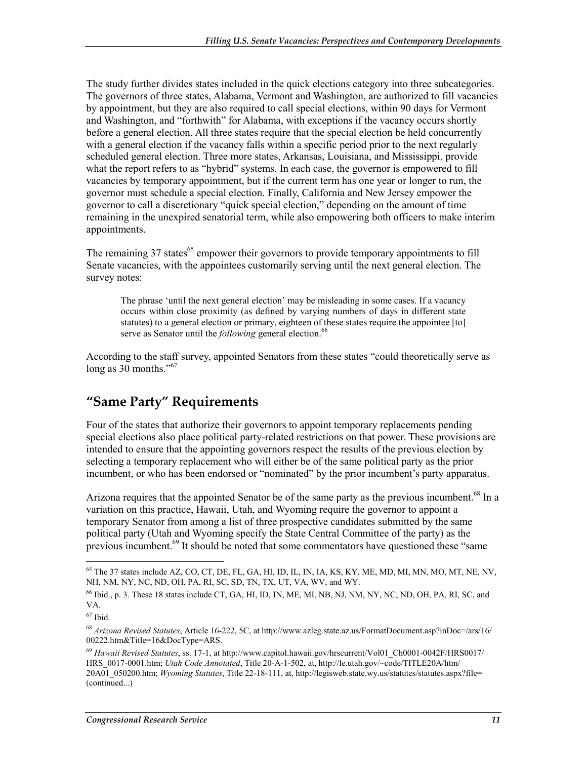The study further divides states included in the quick elections category into three subcategories. The governors of three states, Alabama, Vermont and Washington, are authorized to fill vacancies by appointment, but they are also required to call special elections, within 90 days for Vermont and Washington, and "forthwith" for Alabama, with exceptions if the vacancy occurs shortly before a general election. All three states require that the special election be held concurrently with a general election if the vacancy falls within a specific period prior to the next regularly scheduled general election. Three more states, Arkansas, Louisiana, and Mississippi, provide what the report refers to as "hybrid" systems. In each case, the governor is empowered to fill vacancies by temporary appointment, but if the current term has one year or longer to run, the governor must schedule a special election. Finally, California and New Jersey empower the governor to call a discretionary "quick special election," depending on the amount of time remaining in the unexpired senatorial term, while also empowering both officers to make interim appointments.

The remaining 37 states[65] empower their governors to provide temporary appointments to fill Senate vacancies, with the appointees customarily serving until the next general election. The survey notes:

> The phrase 'until the next general election' may be misleading in some cases. If a vacancy occurs within close proximity (as defined by varying numbers of days in different state statutes) to a general election or primary, eighteen of these states require the appointee [to] serve as Senator until the *following* general election.[66]

According to the staff survey, appointed Senators from these states "could theoretically serve as long as 30 months."[67]

## "Same Party" Requirements

Four of the states that authorize their governors to appoint temporary replacements pending special elections also place political party-related restrictions on that power. These provisions are intended to ensure that the appointing governors respect the results of the previous election by selecting a temporary replacement who will either be of the same political party as the prior incumbent, or who has been endorsed or "nominated" by the prior incumbent's party apparatus.

Arizona requires that the appointed Senator be of the same party as the previous incumbent.[68] In a variation on this practice, Hawaii, Utah, and Wyoming require the governor to appoint a temporary Senator from among a list of three prospective candidates submitted by the same political party (Utah and Wyoming specify the State Central Committee of the party) as the previous incumbent.[69] It should be noted that some commentators have questioned these "same

---

[65] The 37 states include AZ, CO, CT, DE, FL, GA, HI, ID, IL, IN, IA, KS, KY, ME, MD, MI, MN, MO, MT, NE, NV, NH, NM, NY, NC, ND, OH, PA, RI, SC, SD, TN, TX, UT, VA, WV, and WY.

[66] Ibid., p. 3. These 18 states include CT, GA, HI, ID, IN, ME, MI, NB, NJ, NM, NY, NC, ND, OH, PA, RI, SC, and VA.

[67] Ibid.

[68] *Arizona Revised Statutes*, Article 16-222, 5C, at http://www.azleg.state.az.us/FormatDocument.asp?inDoc=/ars/16/00222.htm&Title=16&DocType=ARS.

[69] *Hawaii Revised Statutes*, ss. 17-1, at http://www.capitol.hawaii.gov/hrscurrent/Vol01_Ch0001-0042F/HRS0017/HRS_0017-0001.htm; *Utah Code Annotated*, Title 20A-1-502, at, http://le.utah.gov/~code/TITLE20A/htm/20A01_050200.htm; *Wyoming Statutes*, Title 22-18-111, at, http://legisweb.state.wy.us/statutes/statutes.aspx?file= (continued...)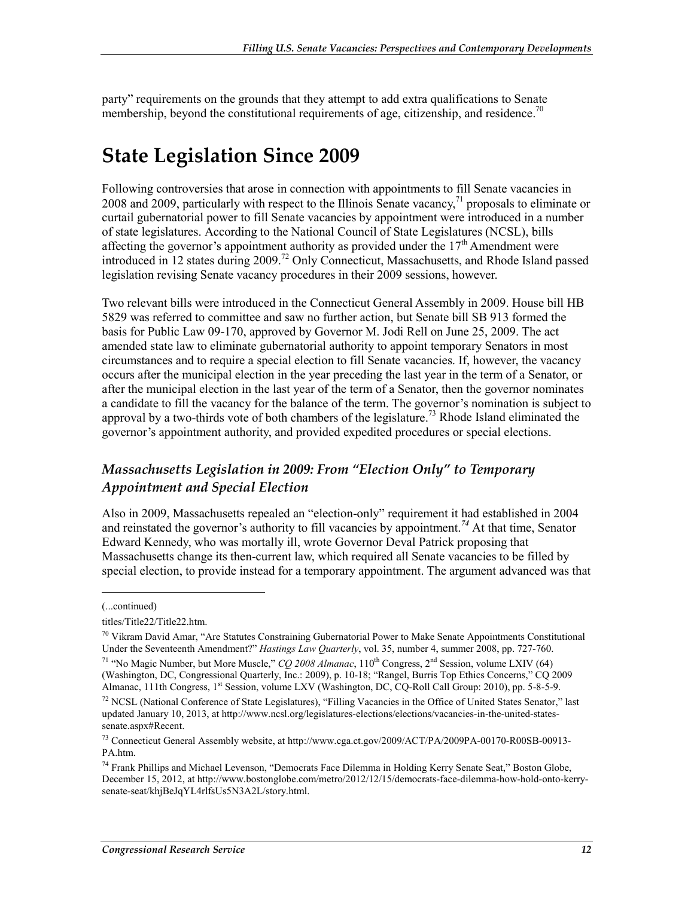party" requirements on the grounds that they attempt to add extra qualifications to Senate membership, beyond the constitutional requirements of age, citizenship, and residence.[70]

# State Legislation Since 2009

Following controversies that arose in connection with appointments to fill Senate vacancies in 2008 and 2009, particularly with respect to the Illinois Senate vacancy,[71] proposals to eliminate or curtail gubernatorial power to fill Senate vacancies by appointment were introduced in a number of state legislatures. According to the National Council of State Legislatures (NCSL), bills affecting the governor's appointment authority as provided under the 17th Amendment were introduced in 12 states during 2009.[72] Only Connecticut, Massachusetts, and Rhode Island passed legislation revising Senate vacancy procedures in their 2009 sessions, however.

Two relevant bills were introduced in the Connecticut General Assembly in 2009. House bill HB 5829 was referred to committee and saw no further action, but Senate bill SB 913 formed the basis for Public Law 09-170, approved by Governor M. Jodi Rell on June 25, 2009. The act amended state law to eliminate gubernatorial authority to appoint temporary Senators in most circumstances and to require a special election to fill Senate vacancies. If, however, the vacancy occurs after the municipal election in the year preceding the last year in the term of a Senator, or after the municipal election in the last year of the term of a Senator, then the governor nominates a candidate to fill the vacancy for the balance of the term. The governor's nomination is subject to approval by a two-thirds vote of both chambers of the legislature.[73] Rhode Island eliminated the governor's appointment authority, and provided expedited procedures or special elections.

## *Massachusetts Legislation in 2009: From "Election Only" to Temporary Appointment and Special Election*

Also in 2009, Massachusetts repealed an "election-only" requirement it had established in 2004 and reinstated the governor's authority to fill vacancies by appointment.[74] At that time, Senator Edward Kennedy, who was mortally ill, wrote Governor Deval Patrick proposing that Massachusetts change its then-current law, which required all Senate vacancies to be filled by special election, to provide instead for a temporary appointment. The argument advanced was that

---

(...continued)

titles/Title22/Title22.htm.

[70] Vikram David Amar, "Are Statutes Constraining Gubernatorial Power to Make Senate Appointments Constitutional Under the Seventeenth Amendment?" *Hastings Law Quarterly*, vol. 35, number 4, summer 2008, pp. 727-760.

[71] "No Magic Number, but More Muscle," *CQ 2008 Almanac*, 110th Congress, 2nd Session, volume LXIV (64) (Washington, DC, Congressional Quarterly, Inc.: 2009), p. 10-18; "Rangel, Burris Top Ethics Concerns," CQ 2009 Almanac, 111th Congress, 1st Session, volume LXV (Washington, DC, CQ-Roll Call Group: 2010), pp. 5-8-5-9.

[72] NCSL (National Conference of State Legislatures), "Filling Vacancies in the Office of United States Senator," last updated January 10, 2013, at http://www.ncsl.org/legislatures-elections/elections/vacancies-in-the-united-states-senate.aspx#Recent.

[73] Connecticut General Assembly website, at http://www.cga.ct.gov/2009/ACT/PA/2009PA-00170-R00SB-00913-PA.htm.

[74] Frank Phillips and Michael Levenson, "Democrats Face Dilemma in Holding Kerry Senate Seat," Boston Globe, December 15, 2012, at http://www.bostonglobe.com/metro/2012/12/15/democrats-face-dilemma-how-hold-onto-kerry-senate-seat/khjBeJqYL4rlfsUs5N3A2L/story.html.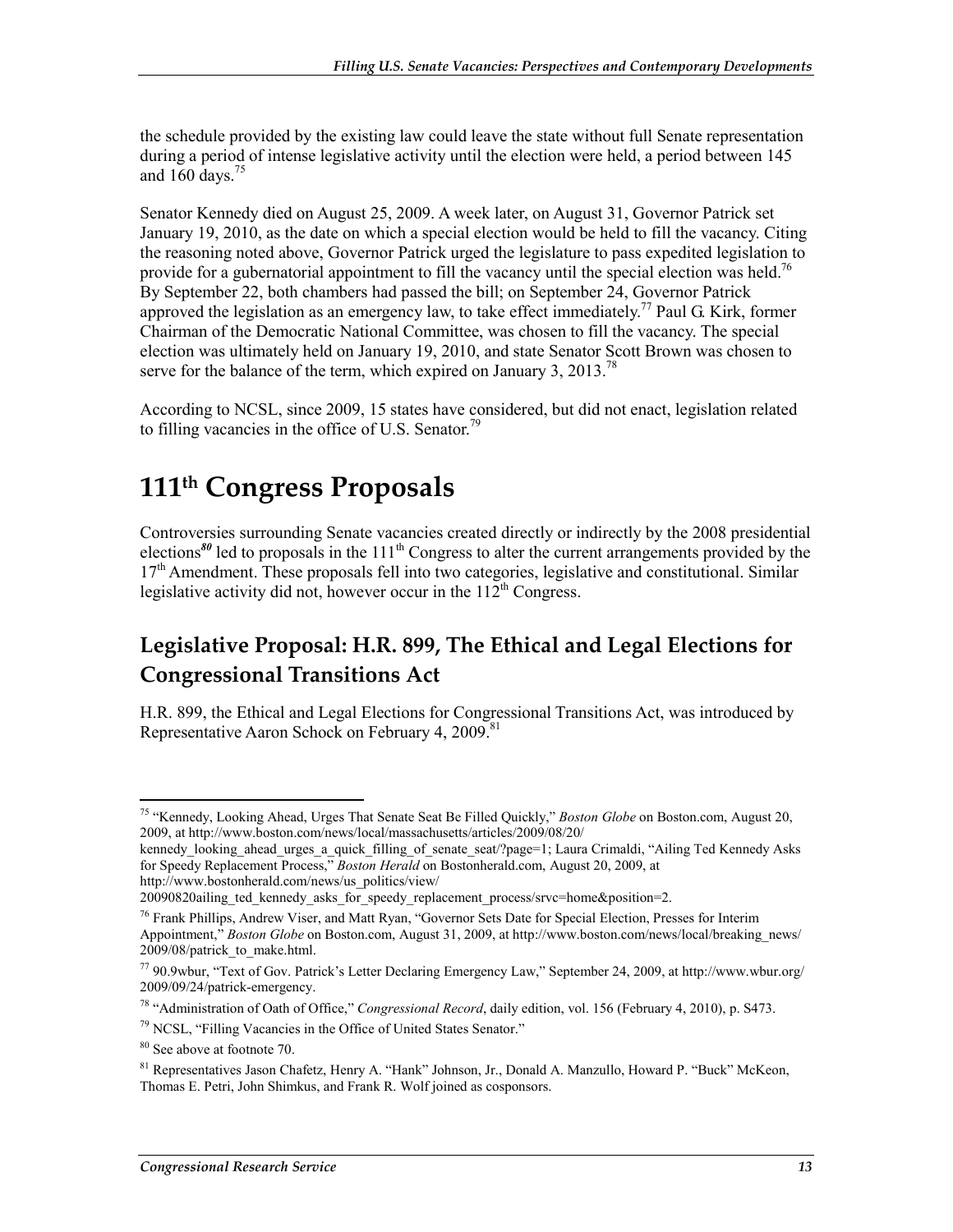the schedule provided by the existing law could leave the state without full Senate representation during a period of intense legislative activity until the election were held, a period between 145 and 160 days.[75]

Senator Kennedy died on August 25, 2009. A week later, on August 31, Governor Patrick set January 19, 2010, as the date on which a special election would be held to fill the vacancy. Citing the reasoning noted above, Governor Patrick urged the legislature to pass expedited legislation to provide for a gubernatorial appointment to fill the vacancy until the special election was held.[76] By September 22, both chambers had passed the bill; on September 24, Governor Patrick approved the legislation as an emergency law, to take effect immediately.[77] Paul G. Kirk, former Chairman of the Democratic National Committee, was chosen to fill the vacancy. The special election was ultimately held on January 19, 2010, and state Senator Scott Brown was chosen to serve for the balance of the term, which expired on January 3, 2013.[78]

According to NCSL, since 2009, 15 states have considered, but did not enact, legislation related to filling vacancies in the office of U.S. Senator.[79]

# 111th Congress Proposals

Controversies surrounding Senate vacancies created directly or indirectly by the 2008 presidential elections[80] led to proposals in the 111th Congress to alter the current arrangements provided by the 17th Amendment. These proposals fell into two categories, legislative and constitutional. Similar legislative activity did not, however occur in the 112th Congress.

## Legislative Proposal: H.R. 899, The Ethical and Legal Elections for Congressional Transitions Act

H.R. 899, the Ethical and Legal Elections for Congressional Transitions Act, was introduced by Representative Aaron Schock on February 4, 2009.[81]

---

[75] "Kennedy, Looking Ahead, Urges That Senate Seat Be Filled Quickly," *Boston Globe* on Boston.com, August 20, 2009, at http://www.boston.com/news/local/massachusetts/articles/2009/08/20/kennedy_looking_ahead_urges_a_quick_filling_of_senate_seat/?page=1; Laura Crimaldi, "Ailing Ted Kennedy Asks for Speedy Replacement Process," *Boston Herald* on Bostonherald.com, August 20, 2009, at http://www.bostonherald.com/news/us_politics/view/20090820ailing_ted_kennedy_asks_for_speedy_replacement_process/srvc=home&position=2.

[76] Frank Phillips, Andrew Viser, and Matt Ryan, "Governor Sets Date for Special Election, Presses for Interim Appointment," *Boston Globe* on Boston.com, August 31, 2009, at http://www.boston.com/news/local/breaking_news/2009/08/patrick_to_make.html.

[77] 90.9wbur, "Text of Gov. Patrick's Letter Declaring Emergency Law," September 24, 2009, at http://www.wbur.org/2009/09/24/patrick-emergency.

[78] "Administration of Oath of Office," *Congressional Record*, daily edition, vol. 156 (February 4, 2010), p. S473.

[79] NCSL, "Filling Vacancies in the Office of United States Senator."

[80] See above at footnote 70.

[81] Representatives Jason Chafetz, Henry A. "Hank" Johnson, Jr., Donald A. Manzullo, Howard P. "Buck" McKeon, Thomas E. Petri, John Shimkus, and Frank R. Wolf joined as cosponsors.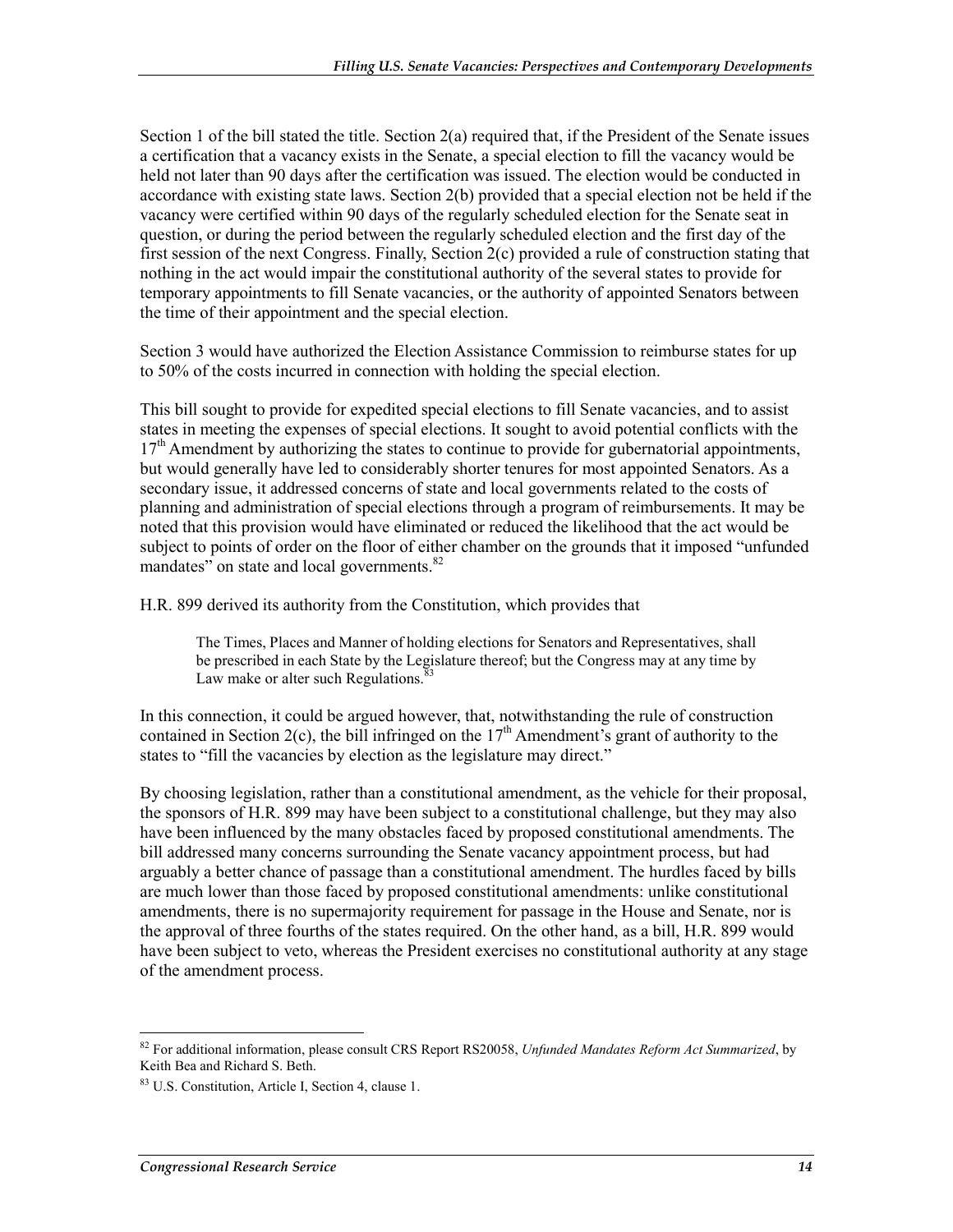Section 1 of the bill stated the title. Section 2(a) required that, if the President of the Senate issues a certification that a vacancy exists in the Senate, a special election to fill the vacancy would be held not later than 90 days after the certification was issued. The election would be conducted in accordance with existing state laws. Section 2(b) provided that a special election not be held if the vacancy were certified within 90 days of the regularly scheduled election for the Senate seat in question, or during the period between the regularly scheduled election and the first day of the first session of the next Congress. Finally, Section 2(c) provided a rule of construction stating that nothing in the act would impair the constitutional authority of the several states to provide for temporary appointments to fill Senate vacancies, or the authority of appointed Senators between the time of their appointment and the special election.

Section 3 would have authorized the Election Assistance Commission to reimburse states for up to 50% of the costs incurred in connection with holding the special election.

This bill sought to provide for expedited special elections to fill Senate vacancies, and to assist states in meeting the expenses of special elections. It sought to avoid potential conflicts with the 17th Amendment by authorizing the states to continue to provide for gubernatorial appointments, but would generally have led to considerably shorter tenures for most appointed Senators. As a secondary issue, it addressed concerns of state and local governments related to the costs of planning and administration of special elections through a program of reimbursements. It may be noted that this provision would have eliminated or reduced the likelihood that the act would be subject to points of order on the floor of either chamber on the grounds that it imposed "unfunded mandates" on state and local governments.[82]

H.R. 899 derived its authority from the Constitution, which provides that

> The Times, Places and Manner of holding elections for Senators and Representatives, shall be prescribed in each State by the Legislature thereof; but the Congress may at any time by Law make or alter such Regulations.[83]

In this connection, it could be argued however, that, notwithstanding the rule of construction contained in Section 2(c), the bill infringed on the 17th Amendment's grant of authority to the states to "fill the vacancies by election as the legislature may direct."

By choosing legislation, rather than a constitutional amendment, as the vehicle for their proposal, the sponsors of H.R. 899 may have been subject to a constitutional challenge, but they may also have been influenced by the many obstacles faced by proposed constitutional amendments. The bill addressed many concerns surrounding the Senate vacancy appointment process, but had arguably a better chance of passage than a constitutional amendment. The hurdles faced by bills are much lower than those faced by proposed constitutional amendments: unlike constitutional amendments, there is no supermajority requirement for passage in the House and Senate, nor is the approval of three fourths of the states required. On the other hand, as a bill, H.R. 899 would have been subject to veto, whereas the President exercises no constitutional authority at any stage of the amendment process.

---

[82] For additional information, please consult CRS Report RS20058, *Unfunded Mandates Reform Act Summarized*, by Keith Bea and Richard S. Beth.

[83] U.S. Constitution, Article I, Section 4, clause 1.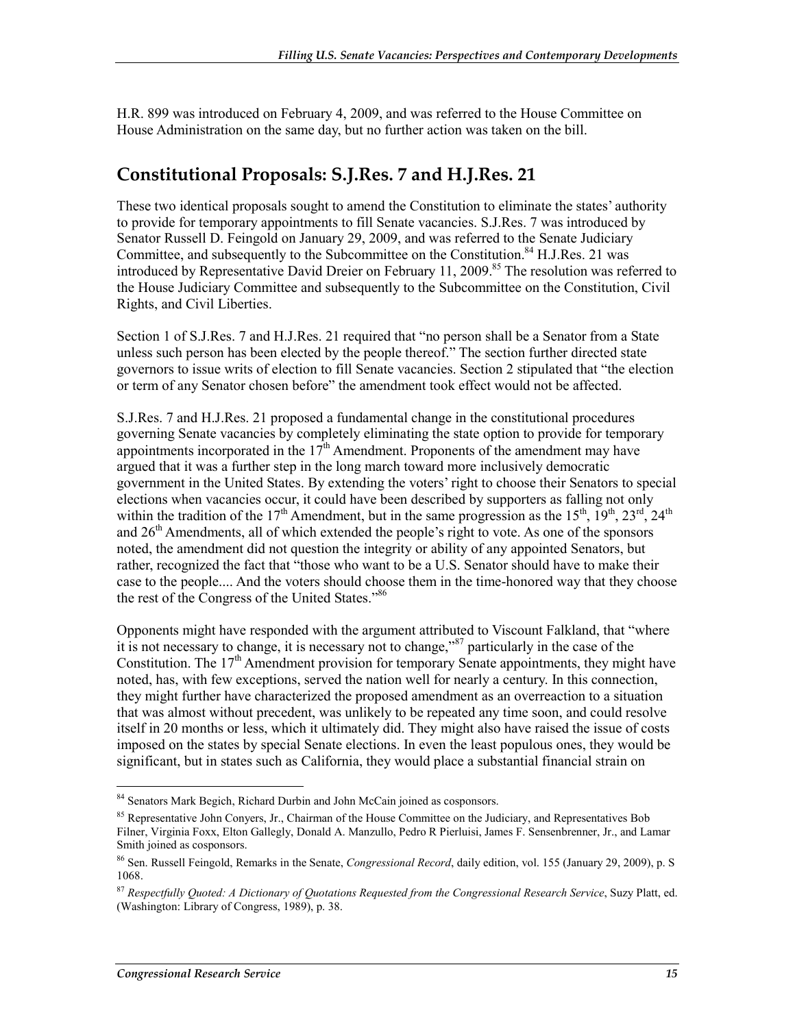H.R. 899 was introduced on February 4, 2009, and was referred to the House Committee on House Administration on the same day, but no further action was taken on the bill.

## Constitutional Proposals: S.J.Res. 7 and H.J.Res. 21

These two identical proposals sought to amend the Constitution to eliminate the states' authority to provide for temporary appointments to fill Senate vacancies. S.J.Res. 7 was introduced by Senator Russell D. Feingold on January 29, 2009, and was referred to the Senate Judiciary Committee, and subsequently to the Subcommittee on the Constitution.[84] H.J.Res. 21 was introduced by Representative David Dreier on February 11, 2009.[85] The resolution was referred to the House Judiciary Committee and subsequently to the Subcommittee on the Constitution, Civil Rights, and Civil Liberties.

Section 1 of S.J.Res. 7 and H.J.Res. 21 required that "no person shall be a Senator from a State unless such person has been elected by the people thereof." The section further directed state governors to issue writs of election to fill Senate vacancies. Section 2 stipulated that "the election or term of any Senator chosen before" the amendment took effect would not be affected.

S.J.Res. 7 and H.J.Res. 21 proposed a fundamental change in the constitutional procedures governing Senate vacancies by completely eliminating the state option to provide for temporary appointments incorporated in the 17th Amendment. Proponents of the amendment may have argued that it was a further step in the long march toward more inclusively democratic government in the United States. By extending the voters' right to choose their Senators to special elections when vacancies occur, it could have been described by supporters as falling not only within the tradition of the 17th Amendment, but in the same progression as the 15th, 19th, 23rd, 24th and 26th Amendments, all of which extended the people's right to vote. As one of the sponsors noted, the amendment did not question the integrity or ability of any appointed Senators, but rather, recognized the fact that "those who want to be a U.S. Senator should have to make their case to the people.... And the voters should choose them in the time-honored way that they choose the rest of the Congress of the United States."[86]

Opponents might have responded with the argument attributed to Viscount Falkland, that "where it is not necessary to change, it is necessary not to change,"[87] particularly in the case of the Constitution. The 17th Amendment provision for temporary Senate appointments, they might have noted, has, with few exceptions, served the nation well for nearly a century. In this connection, they might further have characterized the proposed amendment as an overreaction to a situation that was almost without precedent, was unlikely to be repeated any time soon, and could resolve itself in 20 months or less, which it ultimately did. They might also have raised the issue of costs imposed on the states by special Senate elections. In even the least populous ones, they would be significant, but in states such as California, they would place a substantial financial strain on

---

[84] Senators Mark Begich, Richard Durbin and John McCain joined as cosponsors.

[85] Representative John Conyers, Jr., Chairman of the House Committee on the Judiciary, and Representatives Bob Filner, Virginia Foxx, Elton Gallegly, Donald A. Manzullo, Pedro R Pierluisi, James F. Sensenbrenner, Jr., and Lamar Smith joined as cosponsors.

[86] Sen. Russell Feingold, Remarks in the Senate, *Congressional Record*, daily edition, vol. 155 (January 29, 2009), p. S 1068.

[87] *Respectfully Quoted: A Dictionary of Quotations Requested from the Congressional Research Service*, Suzy Platt, ed. (Washington: Library of Congress, 1989), p. 38.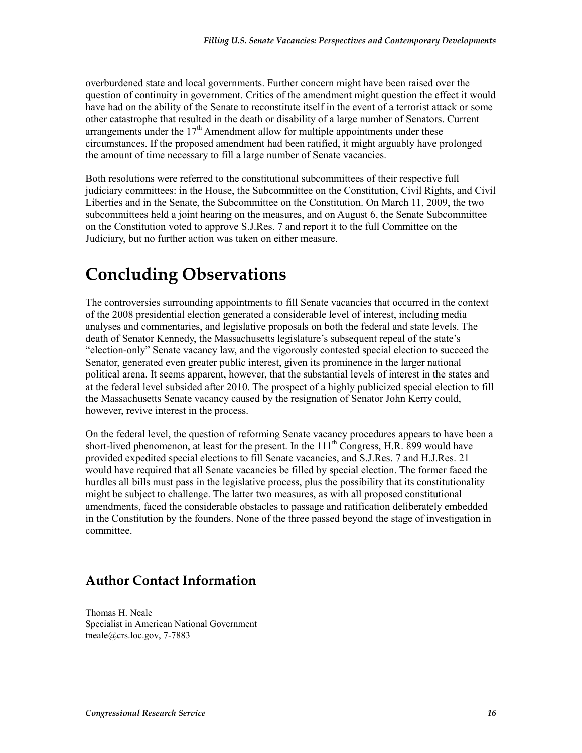overburdened state and local governments. Further concern might have been raised over the question of continuity in government. Critics of the amendment might question the effect it would have had on the ability of the Senate to reconstitute itself in the event of a terrorist attack or some other catastrophe that resulted in the death or disability of a large number of Senators. Current arrangements under the 17th Amendment allow for multiple appointments under these circumstances. If the proposed amendment had been ratified, it might arguably have prolonged the amount of time necessary to fill a large number of Senate vacancies.

Both resolutions were referred to the constitutional subcommittees of their respective full judiciary committees: in the House, the Subcommittee on the Constitution, Civil Rights, and Civil Liberties and in the Senate, the Subcommittee on the Constitution. On March 11, 2009, the two subcommittees held a joint hearing on the measures, and on August 6, the Senate Subcommittee on the Constitution voted to approve S.J.Res. 7 and report it to the full Committee on the Judiciary, but no further action was taken on either measure.

# Concluding Observations

The controversies surrounding appointments to fill Senate vacancies that occurred in the context of the 2008 presidential election generated a considerable level of interest, including media analyses and commentaries, and legislative proposals on both the federal and state levels. The death of Senator Kennedy, the Massachusetts legislature's subsequent repeal of the state's "election-only" Senate vacancy law, and the vigorously contested special election to succeed the Senator, generated even greater public interest, given its prominence in the larger national political arena. It seems apparent, however, that the substantial levels of interest in the states and at the federal level subsided after 2010. The prospect of a highly publicized special election to fill the Massachusetts Senate vacancy caused by the resignation of Senator John Kerry could, however, revive interest in the process.

On the federal level, the question of reforming Senate vacancy procedures appears to have been a short-lived phenomenon, at least for the present. In the 111th Congress, H.R. 899 would have provided expedited special elections to fill Senate vacancies, and S.J.Res. 7 and H.J.Res. 21 would have required that all Senate vacancies be filled by special election. The former faced the hurdles all bills must pass in the legislative process, plus the possibility that its constitutionality might be subject to challenge. The latter two measures, as with all proposed constitutional amendments, faced the considerable obstacles to passage and ratification deliberately embedded in the Constitution by the founders. None of the three passed beyond the stage of investigation in committee.

## Author Contact Information

Thomas H. Neale
Specialist in American National Government
tneale@crs.loc.gov, 7-7883